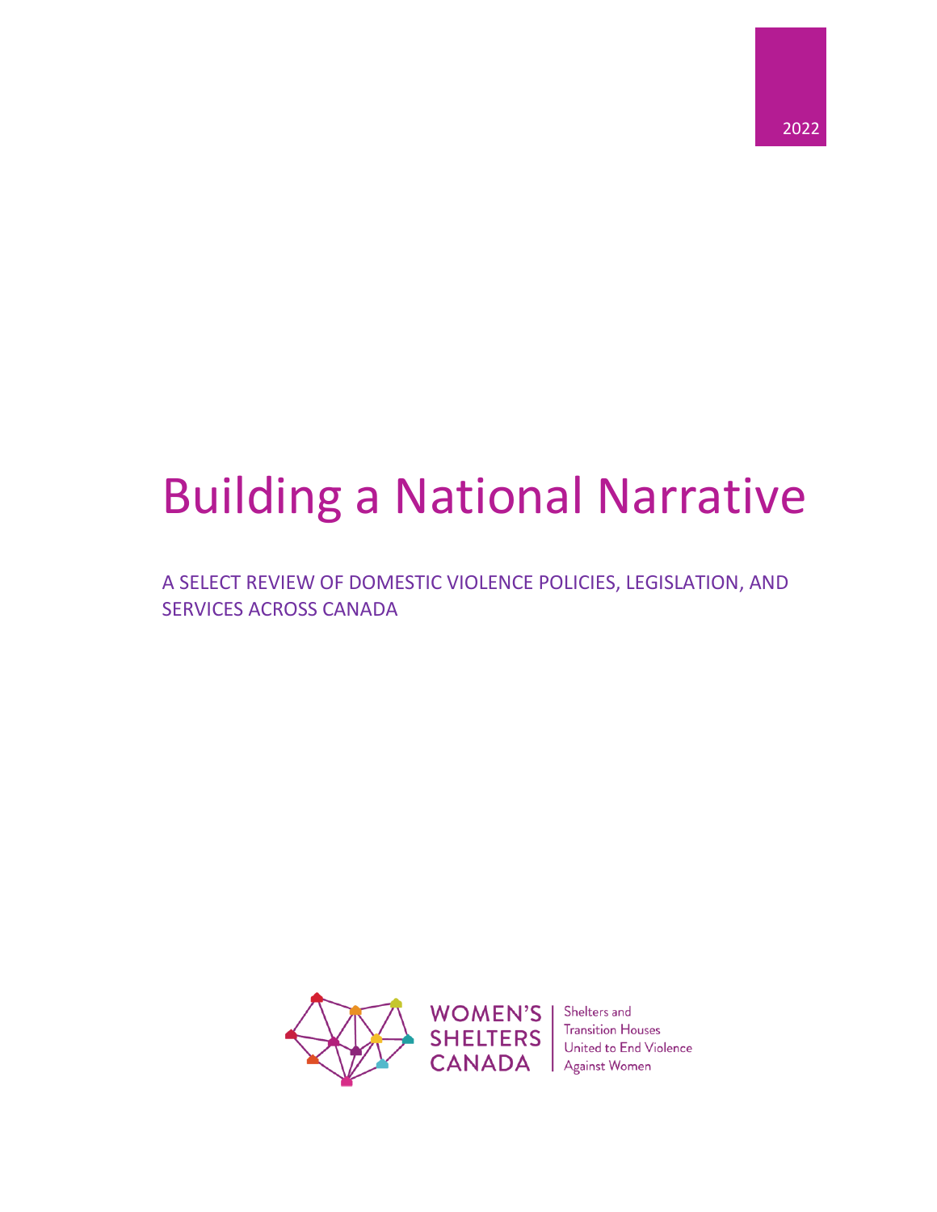2022

# Building a National Narrative

A SELECT REVIEW OF DOMESTIC VIOLENCE POLICIES, LEGISLATION, AND SERVICES ACROSS CANADA

WOMEN'S SHELTERS CANADA

Shelters and Transition Houses United to End Violence Against Women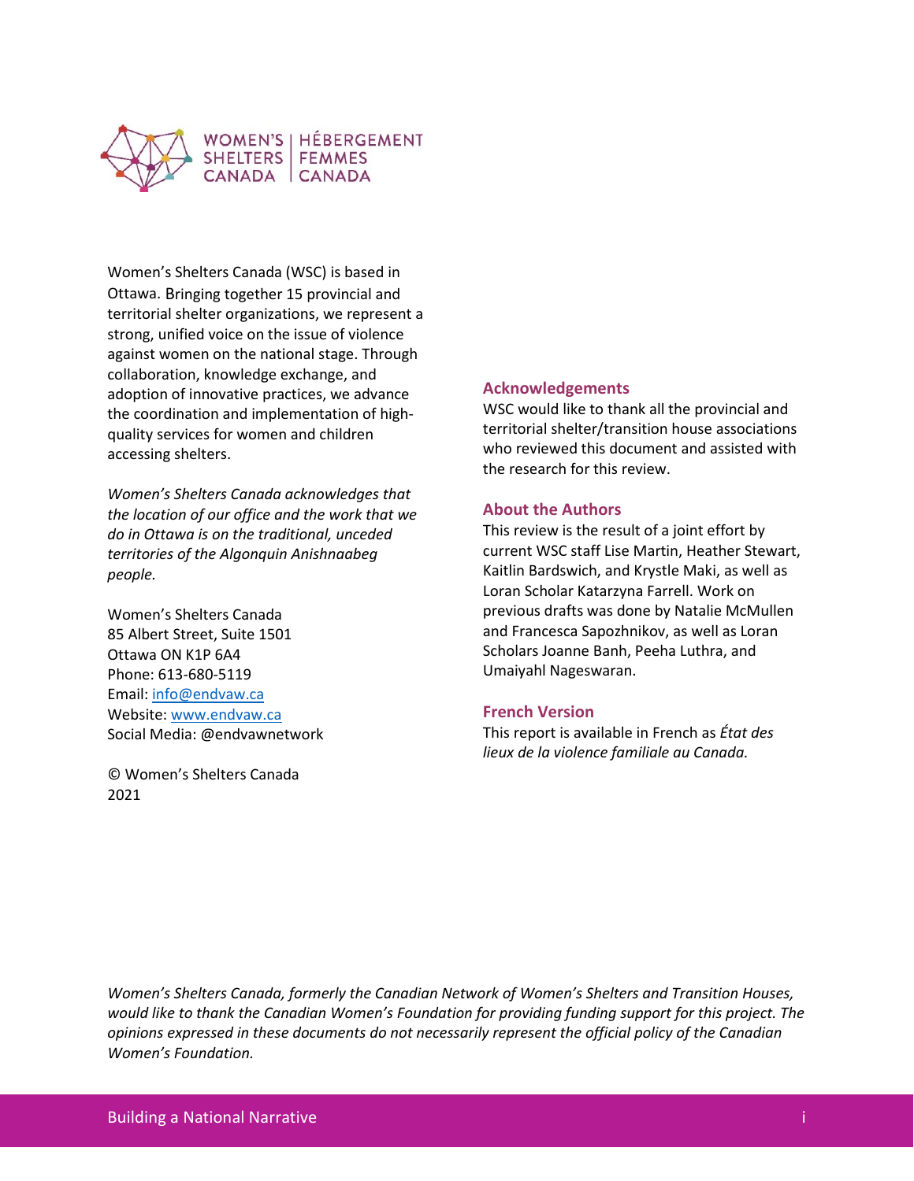WOMEN'S SHELTERS CANADA | HÉBERGEMENT FEMMES CANADA

Women's Shelters Canada (WSC) is based in Ottawa. Bringing together 15 provincial and territorial shelter organizations, we represent a strong, unified voice on the issue of violence against women on the national stage. Through collaboration, knowledge exchange, and adoption of innovative practices, we advance the coordination and implementation of high-quality services for women and children accessing shelters.

*Women's Shelters Canada acknowledges that the location of our office and the work that we do in Ottawa is on the traditional, unceded territories of the Algonquin Anishnaabeg people.*

Women's Shelters Canada
85 Albert Street, Suite 1501
Ottawa ON K1P 6A4
Phone: 613-680-5119
Email: info@endvaw.ca
Website: www.endvaw.ca
Social Media: @endvawnetwork

© Women's Shelters Canada
2021

## Acknowledgements

WSC would like to thank all the provincial and territorial shelter/transition house associations who reviewed this document and assisted with the research for this review.

## About the Authors

This review is the result of a joint effort by current WSC staff Lise Martin, Heather Stewart, Kaitlin Bardswich, and Krystle Maki, as well as Loran Scholar Katarzyna Farrell. Work on previous drafts was done by Natalie McMullen and Francesca Sapozhnikov, as well as Loran Scholars Joanne Banh, Peeha Luthra, and Umaiyahl Nageswaran.

## French Version

This report is available in French as *État des lieux de la violence familiale au Canada.*

*Women's Shelters Canada, formerly the Canadian Network of Women's Shelters and Transition Houses, would like to thank the Canadian Women's Foundation for providing funding support for this project. The opinions expressed in these documents do not necessarily represent the official policy of the Canadian Women's Foundation.*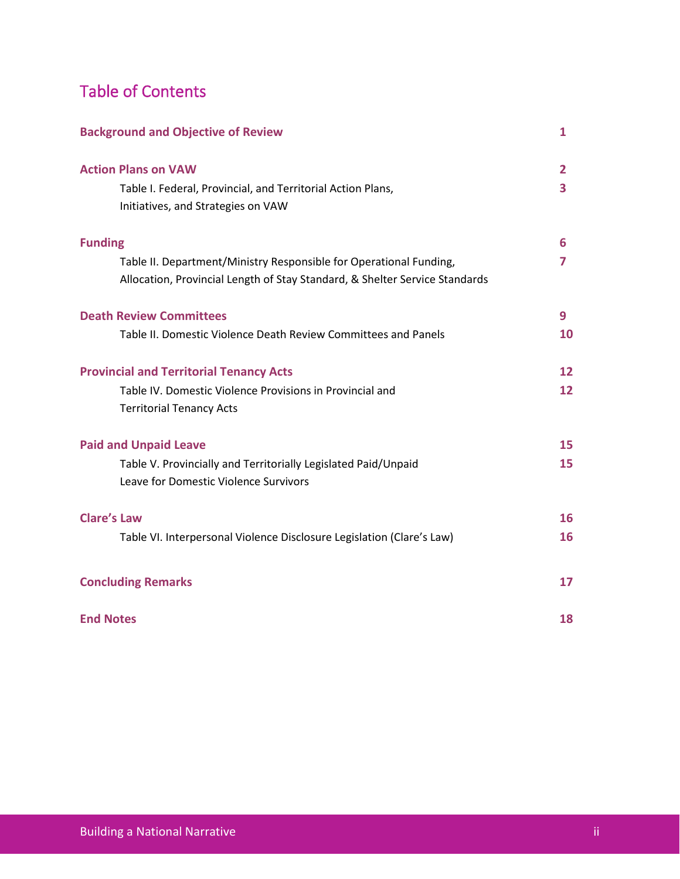# Table of Contents

| | |
|---|---|
| **Background and Objective of Review** | **1** |
| **Action Plans on VAW** | **2** |
| Table I. Federal, Provincial, and Territorial Action Plans, Initiatives, and Strategies on VAW | **3** |
| **Funding** | **6** |
| Table II. Department/Ministry Responsible for Operational Funding, Allocation, Provincial Length of Stay Standard, & Shelter Service Standards | **7** |
| **Death Review Committees** | **9** |
| Table II. Domestic Violence Death Review Committees and Panels | **10** |
| **Provincial and Territorial Tenancy Acts** | **12** |
| Table IV. Domestic Violence Provisions in Provincial and Territorial Tenancy Acts | **12** |
| **Paid and Unpaid Leave** | **15** |
| Table V. Provincially and Territorially Legislated Paid/Unpaid Leave for Domestic Violence Survivors | **15** |
| **Clare's Law** | **16** |
| Table VI. Interpersonal Violence Disclosure Legislation (Clare's Law) | **16** |
| **Concluding Remarks** | **17** |
| **End Notes** | **18** |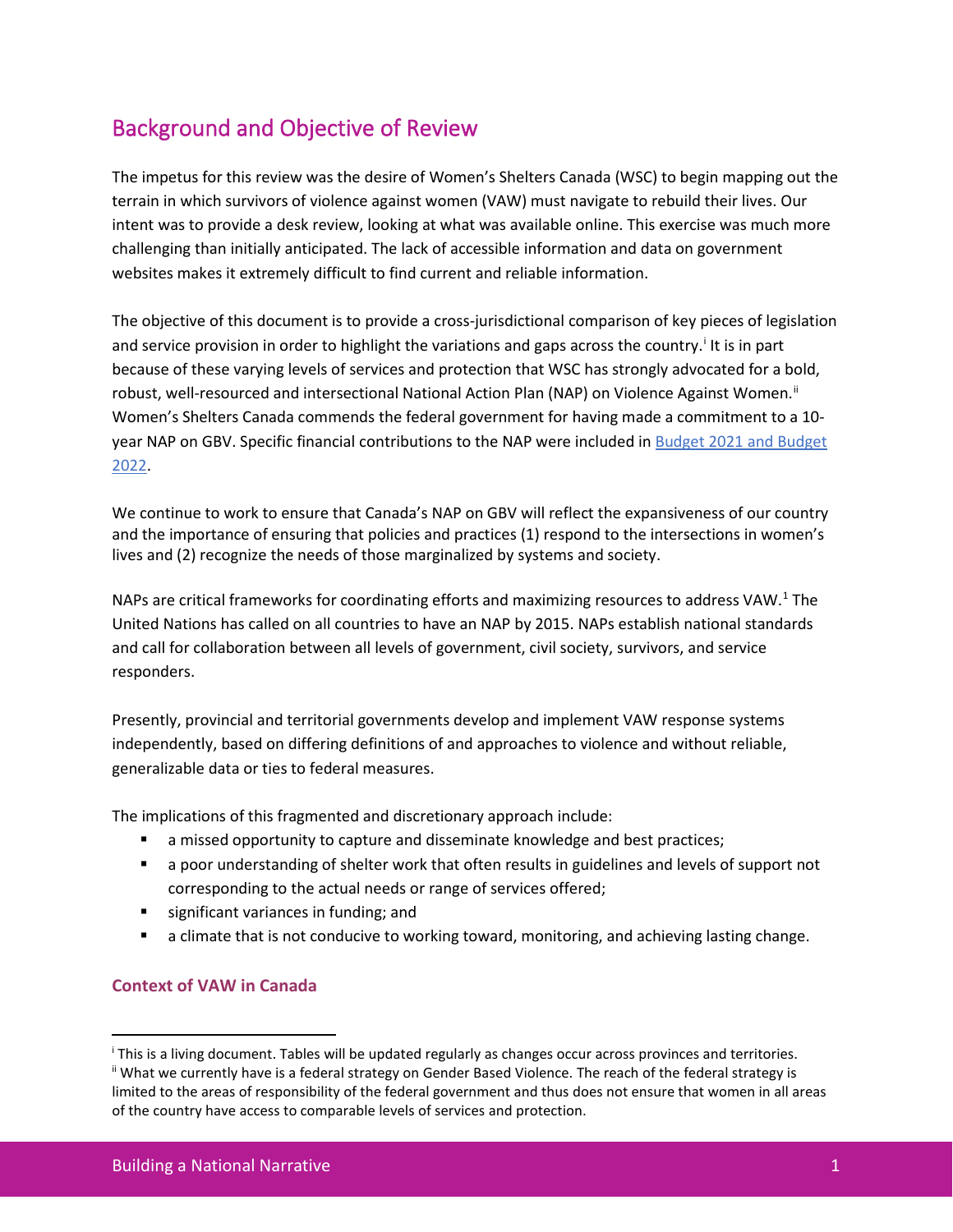## Background and Objective of Review

The impetus for this review was the desire of Women's Shelters Canada (WSC) to begin mapping out the terrain in which survivors of violence against women (VAW) must navigate to rebuild their lives. Our intent was to provide a desk review, looking at what was available online. This exercise was much more challenging than initially anticipated. The lack of accessible information and data on government websites makes it extremely difficult to find current and reliable information.

The objective of this document is to provide a cross-jurisdictional comparison of key pieces of legislation and service provision in order to highlight the variations and gaps across the country.[i] It is in part because of these varying levels of services and protection that WSC has strongly advocated for a bold, robust, well-resourced and intersectional National Action Plan (NAP) on Violence Against Women.[ii] Women's Shelters Canada commends the federal government for having made a commitment to a 10-year NAP on GBV. Specific financial contributions to the NAP were included in Budget 2021 and Budget 2022.

We continue to work to ensure that Canada's NAP on GBV will reflect the expansiveness of our country and the importance of ensuring that policies and practices (1) respond to the intersections in women's lives and (2) recognize the needs of those marginalized by systems and society.

NAPs are critical frameworks for coordinating efforts and maximizing resources to address VAW.[1] The United Nations has called on all countries to have an NAP by 2015. NAPs establish national standards and call for collaboration between all levels of government, civil society, survivors, and service responders.

Presently, provincial and territorial governments develop and implement VAW response systems independently, based on differing definitions of and approaches to violence and without reliable, generalizable data or ties to federal measures.

The implications of this fragmented and discretionary approach include:

- a missed opportunity to capture and disseminate knowledge and best practices;
- a poor understanding of shelter work that often results in guidelines and levels of support not corresponding to the actual needs or range of services offered;
- significant variances in funding; and
- a climate that is not conducive to working toward, monitoring, and achieving lasting change.

### Context of VAW in Canada

[i] This is a living document. Tables will be updated regularly as changes occur across provinces and territories.

[ii] What we currently have is a federal strategy on Gender Based Violence. The reach of the federal strategy is limited to the areas of responsibility of the federal government and thus does not ensure that women in all areas of the country have access to comparable levels of services and protection.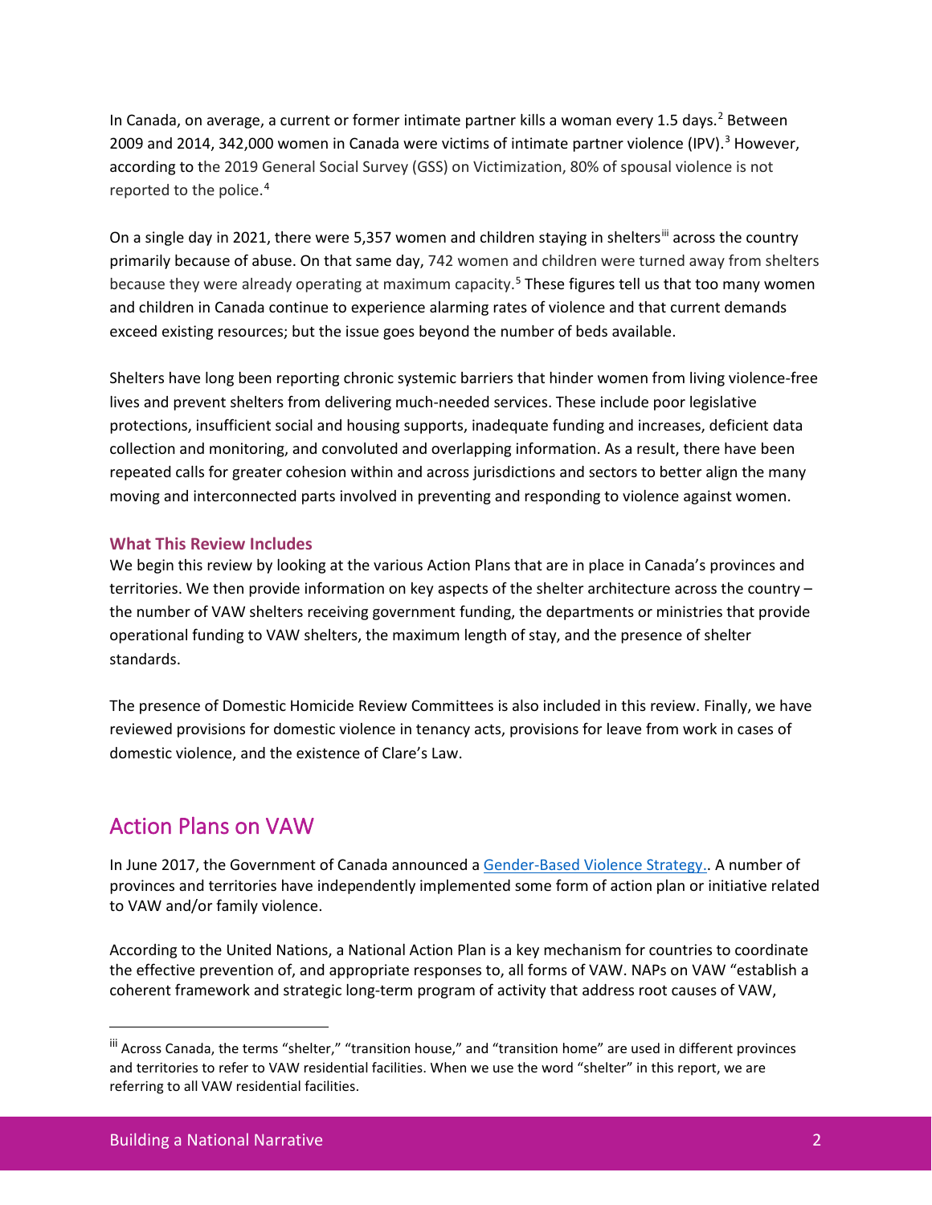In Canada, on average, a current or former intimate partner kills a woman every 1.5 days.[2] Between 2009 and 2014, 342,000 women in Canada were victims of intimate partner violence (IPV).[3] However, according to the 2019 General Social Survey (GSS) on Victimization, 80% of spousal violence is not reported to the police.[4]

On a single day in 2021, there were 5,357 women and children staying in shelters[iii] across the country primarily because of abuse. On that same day, 742 women and children were turned away from shelters because they were already operating at maximum capacity.[5] These figures tell us that too many women and children in Canada continue to experience alarming rates of violence and that current demands exceed existing resources; but the issue goes beyond the number of beds available.

Shelters have long been reporting chronic systemic barriers that hinder women from living violence-free lives and prevent shelters from delivering much-needed services. These include poor legislative protections, insufficient social and housing supports, inadequate funding and increases, deficient data collection and monitoring, and convoluted and overlapping information. As a result, there have been repeated calls for greater cohesion within and across jurisdictions and sectors to better align the many moving and interconnected parts involved in preventing and responding to violence against women.

### What This Review Includes

We begin this review by looking at the various Action Plans that are in place in Canada's provinces and territories. We then provide information on key aspects of the shelter architecture across the country – the number of VAW shelters receiving government funding, the departments or ministries that provide operational funding to VAW shelters, the maximum length of stay, and the presence of shelter standards.

The presence of Domestic Homicide Review Committees is also included in this review. Finally, we have reviewed provisions for domestic violence in tenancy acts, provisions for leave from work in cases of domestic violence, and the existence of Clare's Law.

## Action Plans on VAW

In June 2017, the Government of Canada announced a Gender-Based Violence Strategy.. A number of provinces and territories have independently implemented some form of action plan or initiative related to VAW and/or family violence.

According to the United Nations, a National Action Plan is a key mechanism for countries to coordinate the effective prevention of, and appropriate responses to, all forms of VAW. NAPs on VAW "establish a coherent framework and strategic long-term program of activity that address root causes of VAW,

---

[iii] Across Canada, the terms "shelter," "transition house," and "transition home" are used in different provinces and territories to refer to VAW residential facilities. When we use the word "shelter" in this report, we are referring to all VAW residential facilities.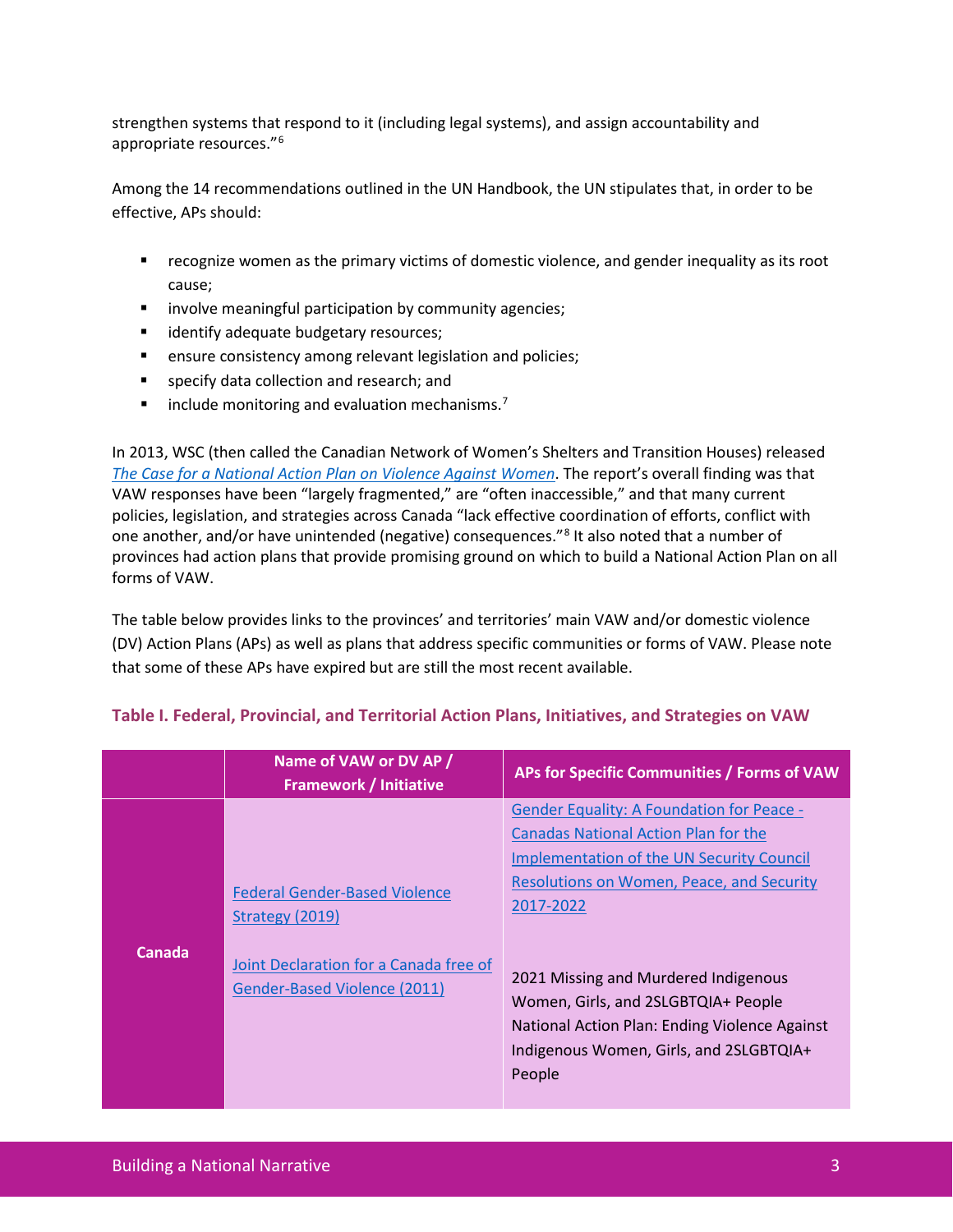strengthen systems that respond to it (including legal systems), and assign accountability and appropriate resources."[6]

Among the 14 recommendations outlined in the UN Handbook, the UN stipulates that, in order to be effective, APs should:

- recognize women as the primary victims of domestic violence, and gender inequality as its root cause;
- involve meaningful participation by community agencies;
- identify adequate budgetary resources;
- ensure consistency among relevant legislation and policies;
- specify data collection and research; and
- include monitoring and evaluation mechanisms.[7]

In 2013, WSC (then called the Canadian Network of Women's Shelters and Transition Houses) released *The Case for a National Action Plan on Violence Against Women*. The report's overall finding was that VAW responses have been "largely fragmented," are "often inaccessible," and that many current policies, legislation, and strategies across Canada "lack effective coordination of efforts, conflict with one another, and/or have unintended (negative) consequences."[8] It also noted that a number of provinces had action plans that provide promising ground on which to build a National Action Plan on all forms of VAW.

The table below provides links to the provinces' and territories' main VAW and/or domestic violence (DV) Action Plans (APs) as well as plans that address specific communities or forms of VAW. Please note that some of these APs have expired but are still the most recent available.

### Table I. Federal, Provincial, and Territorial Action Plans, Initiatives, and Strategies on VAW

| | Name of VAW or DV AP / Framework / Initiative | APs for Specific Communities / Forms of VAW |
|---|---|---|
| **Canada** | Federal Gender-Based Violence Strategy (2019)<br><br>Joint Declaration for a Canada free of Gender-Based Violence (2011) | Gender Equality: A Foundation for Peace - Canadas National Action Plan for the Implementation of the UN Security Council Resolutions on Women, Peace, and Security 2017-2022<br><br>2021 Missing and Murdered Indigenous Women, Girls, and 2SLGBTQIA+ People National Action Plan: Ending Violence Against Indigenous Women, Girls, and 2SLGBTQIA+ People |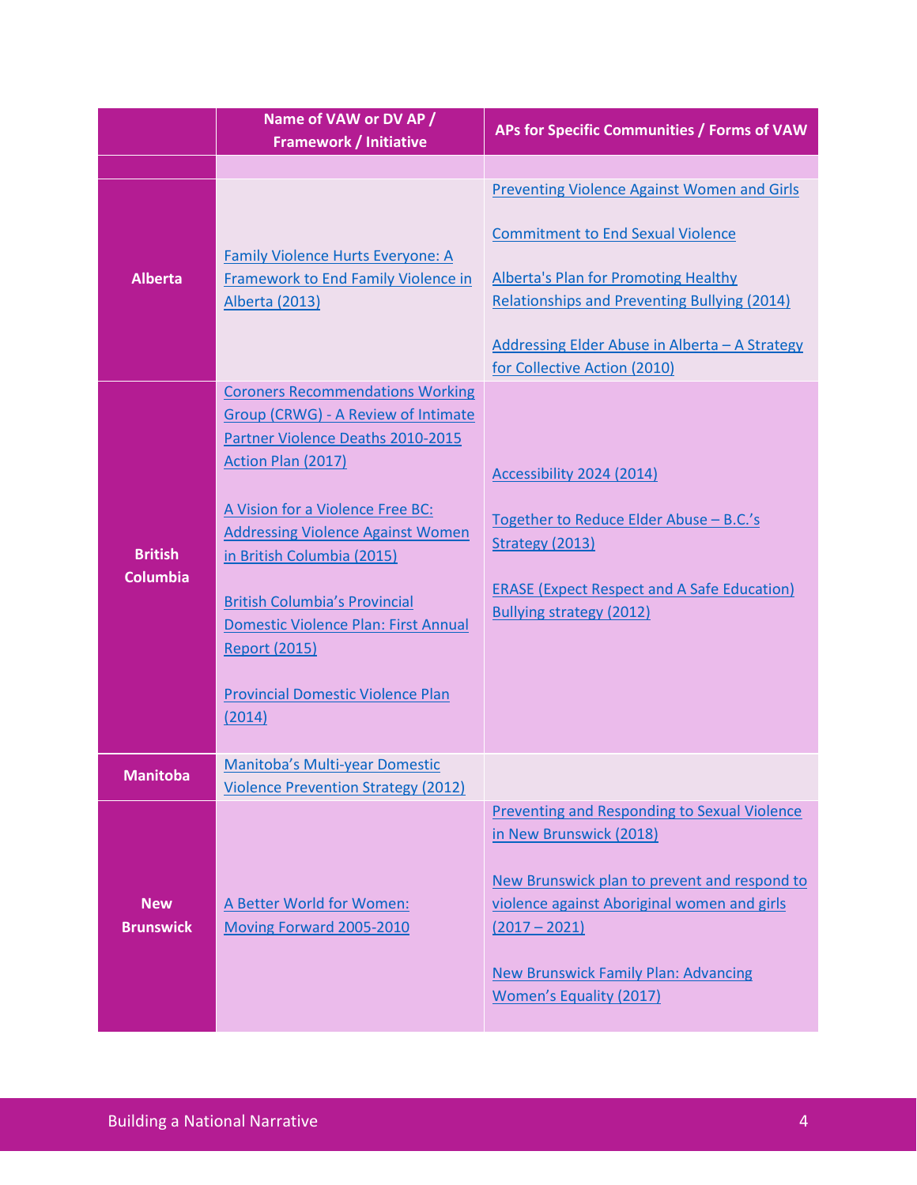| | Name of VAW or DV AP / Framework / Initiative | APs for Specific Communities / Forms of VAW |
|---|---|---|
| | | |
| **Alberta** | Family Violence Hurts Everyone: A Framework to End Family Violence in Alberta (2013) | Preventing Violence Against Women and Girls<br><br>Commitment to End Sexual Violence<br><br>Alberta's Plan for Promoting Healthy Relationships and Preventing Bullying (2014)<br><br>Addressing Elder Abuse in Alberta – A Strategy for Collective Action (2010) |
| **British Columbia** | Coroners Recommendations Working Group (CRWG) - A Review of Intimate Partner Violence Deaths 2010-2015 Action Plan (2017)<br><br>A Vision for a Violence Free BC: Addressing Violence Against Women in British Columbia (2015)<br><br>British Columbia's Provincial Domestic Violence Plan: First Annual Report (2015)<br><br>Provincial Domestic Violence Plan (2014) | Accessibility 2024 (2014)<br><br>Together to Reduce Elder Abuse – B.C.'s Strategy (2013)<br><br>ERASE (Expect Respect and A Safe Education) Bullying strategy (2012) |
| **Manitoba** | Manitoba's Multi-year Domestic Violence Prevention Strategy (2012) | |
| **New Brunswick** | A Better World for Women: Moving Forward 2005-2010 | Preventing and Responding to Sexual Violence in New Brunswick (2018)<br><br>New Brunswick plan to prevent and respond to violence against Aboriginal women and girls (2017 – 2021)<br><br>New Brunswick Family Plan: Advancing Women's Equality (2017) |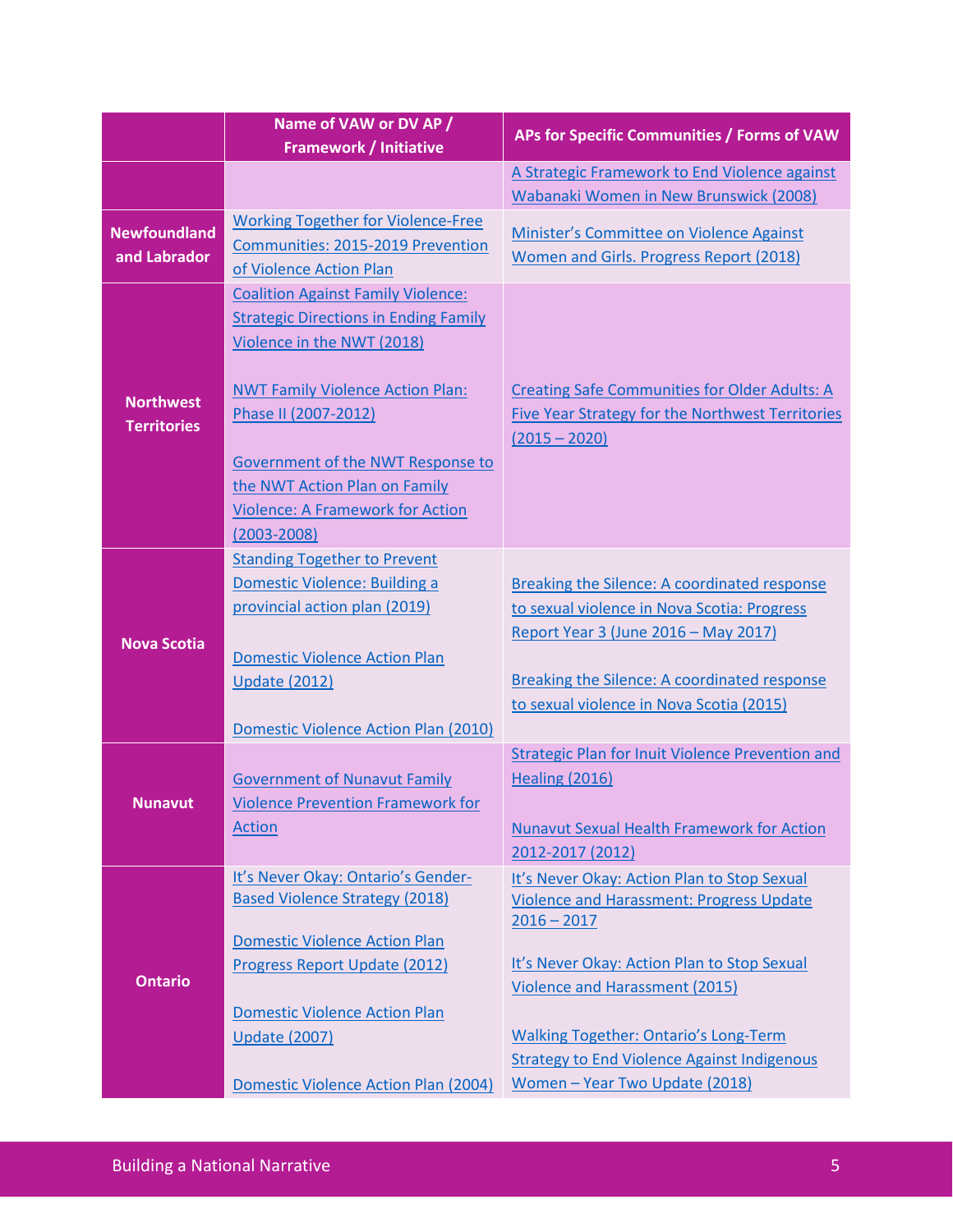|  | Name of VAW or DV AP / Framework / Initiative | APs for Specific Communities / Forms of VAW |
|---|---|---|
|  |  | A Strategic Framework to End Violence against Wabanaki Women in New Brunswick (2008) |
| Newfoundland and Labrador | Working Together for Violence-Free Communities: 2015-2019 Prevention of Violence Action Plan | Minister's Committee on Violence Against Women and Girls. Progress Report (2018) |
| Northwest Territories | Coalition Against Family Violence: Strategic Directions in Ending Family Violence in the NWT (2018)<br><br>NWT Family Violence Action Plan: Phase II (2007-2012)<br><br>Government of the NWT Response to the NWT Action Plan on Family Violence: A Framework for Action (2003-2008) | Creating Safe Communities for Older Adults: A Five Year Strategy for the Northwest Territories (2015 – 2020) |
| Nova Scotia | Standing Together to Prevent Domestic Violence: Building a provincial action plan (2019)<br><br>Domestic Violence Action Plan Update (2012)<br><br>Domestic Violence Action Plan (2010) | Breaking the Silence: A coordinated response to sexual violence in Nova Scotia: Progress Report Year 3 (June 2016 – May 2017)<br><br>Breaking the Silence: A coordinated response to sexual violence in Nova Scotia (2015) |
| Nunavut | Government of Nunavut Family Violence Prevention Framework for Action | Strategic Plan for Inuit Violence Prevention and Healing (2016)<br><br>Nunavut Sexual Health Framework for Action 2012-2017 (2012) |
| Ontario | It's Never Okay: Ontario's Gender-Based Violence Strategy (2018)<br><br>Domestic Violence Action Plan Progress Report Update (2012)<br><br>Domestic Violence Action Plan Update (2007)<br><br>Domestic Violence Action Plan (2004) | It's Never Okay: Action Plan to Stop Sexual Violence and Harassment: Progress Update 2016 – 2017<br><br>It's Never Okay: Action Plan to Stop Sexual Violence and Harassment (2015)<br><br>Walking Together: Ontario's Long-Term Strategy to End Violence Against Indigenous Women – Year Two Update (2018) |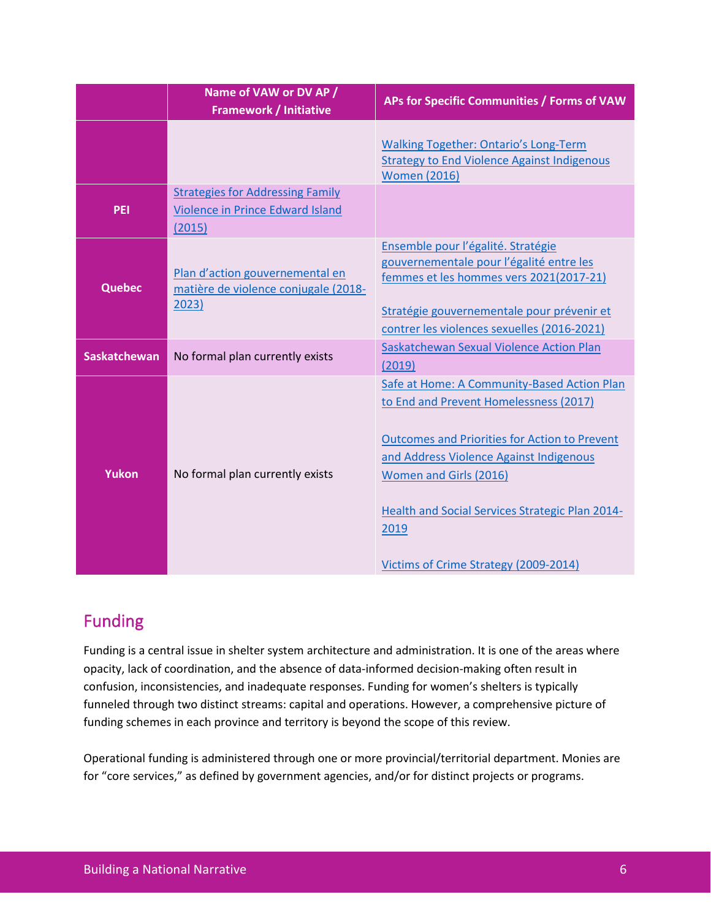| | Name of VAW or DV AP / Framework / Initiative | APs for Specific Communities / Forms of VAW |
|---|---|---|
| | | Walking Together: Ontario's Long-Term Strategy to End Violence Against Indigenous Women (2016) |
| **PEI** | Strategies for Addressing Family Violence in Prince Edward Island (2015) | |
| **Quebec** | Plan d'action gouvernemental en matière de violence conjugale (2018-2023) | Ensemble pour l'égalité. Stratégie gouvernementale pour l'égalité entre les femmes et les hommes vers 2021(2017-21)<br><br>Stratégie gouvernementale pour prévenir et contrer les violences sexuelles (2016-2021) |
| **Saskatchewan** | No formal plan currently exists | Saskatchewan Sexual Violence Action Plan (2019) |
| **Yukon** | No formal plan currently exists | Safe at Home: A Community-Based Action Plan to End and Prevent Homelessness (2017)<br><br>Outcomes and Priorities for Action to Prevent and Address Violence Against Indigenous Women and Girls (2016)<br><br>Health and Social Services Strategic Plan 2014-2019<br><br>Victims of Crime Strategy (2009-2014) |

## Funding

Funding is a central issue in shelter system architecture and administration. It is one of the areas where opacity, lack of coordination, and the absence of data-informed decision-making often result in confusion, inconsistencies, and inadequate responses. Funding for women's shelters is typically funneled through two distinct streams: capital and operations. However, a comprehensive picture of funding schemes in each province and territory is beyond the scope of this review.

Operational funding is administered through one or more provincial/territorial department. Monies are for "core services," as defined by government agencies, and/or for distinct projects or programs.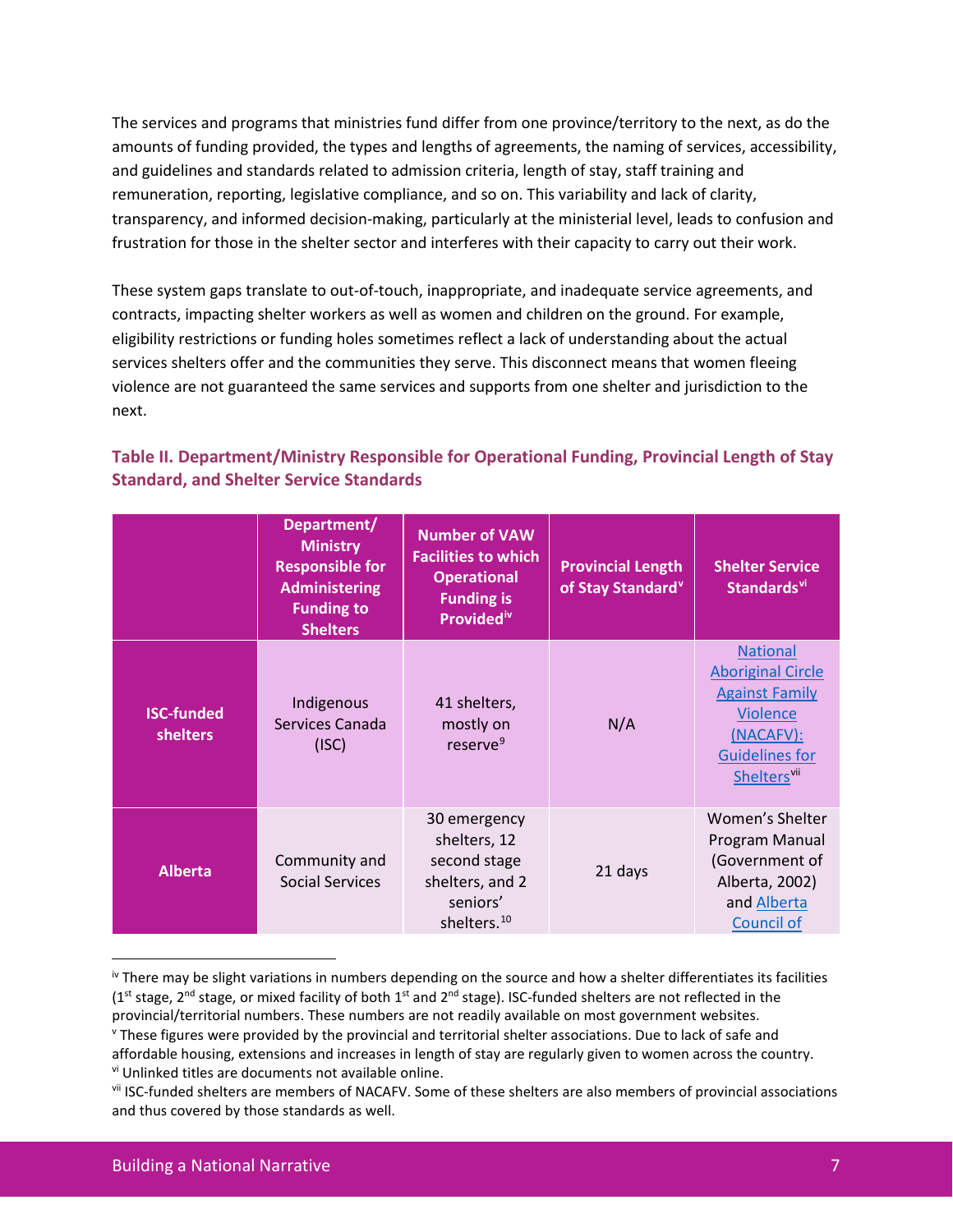The services and programs that ministries fund differ from one province/territory to the next, as do the amounts of funding provided, the types and lengths of agreements, the naming of services, accessibility, and guidelines and standards related to admission criteria, length of stay, staff training and remuneration, reporting, legislative compliance, and so on. This variability and lack of clarity, transparency, and informed decision-making, particularly at the ministerial level, leads to confusion and frustration for those in the shelter sector and interferes with their capacity to carry out their work.

These system gaps translate to out-of-touch, inappropriate, and inadequate service agreements, and contracts, impacting shelter workers as well as women and children on the ground. For example, eligibility restrictions or funding holes sometimes reflect a lack of understanding about the actual services shelters offer and the communities they serve. This disconnect means that women fleeing violence are not guaranteed the same services and supports from one shelter and jurisdiction to the next.

### Table II. Department/Ministry Responsible for Operational Funding, Provincial Length of Stay Standard, and Shelter Service Standards

| | Department/ Ministry Responsible for Administering Funding to Shelters | Number of VAW Facilities to which Operational Funding is Provided[iv] | Provincial Length of Stay Standard[v] | Shelter Service Standards[vi] |
|---|---|---|---|---|
| **ISC-funded shelters** | Indigenous Services Canada (ISC) | 41 shelters, mostly on reserve[9] | N/A | National Aboriginal Circle Against Family Violence (NACAFV): Guidelines for Shelters[vii] |
| **Alberta** | Community and Social Services | 30 emergency shelters, 12 second stage shelters, and 2 seniors' shelters.[10] | 21 days | Women's Shelter Program Manual (Government of Alberta, 2002) and Alberta Council of |

---

[iv] There may be slight variations in numbers depending on the source and how a shelter differentiates its facilities (1st stage, 2nd stage, or mixed facility of both 1st and 2nd stage). ISC-funded shelters are not reflected in the provincial/territorial numbers. These numbers are not readily available on most government websites.

[v] These figures were provided by the provincial and territorial shelter associations. Due to lack of safe and affordable housing, extensions and increases in length of stay are regularly given to women across the country.

[vi] Unlinked titles are documents not available online.

[vii] ISC-funded shelters are members of NACAFV. Some of these shelters are also members of provincial associations and thus covered by those standards as well.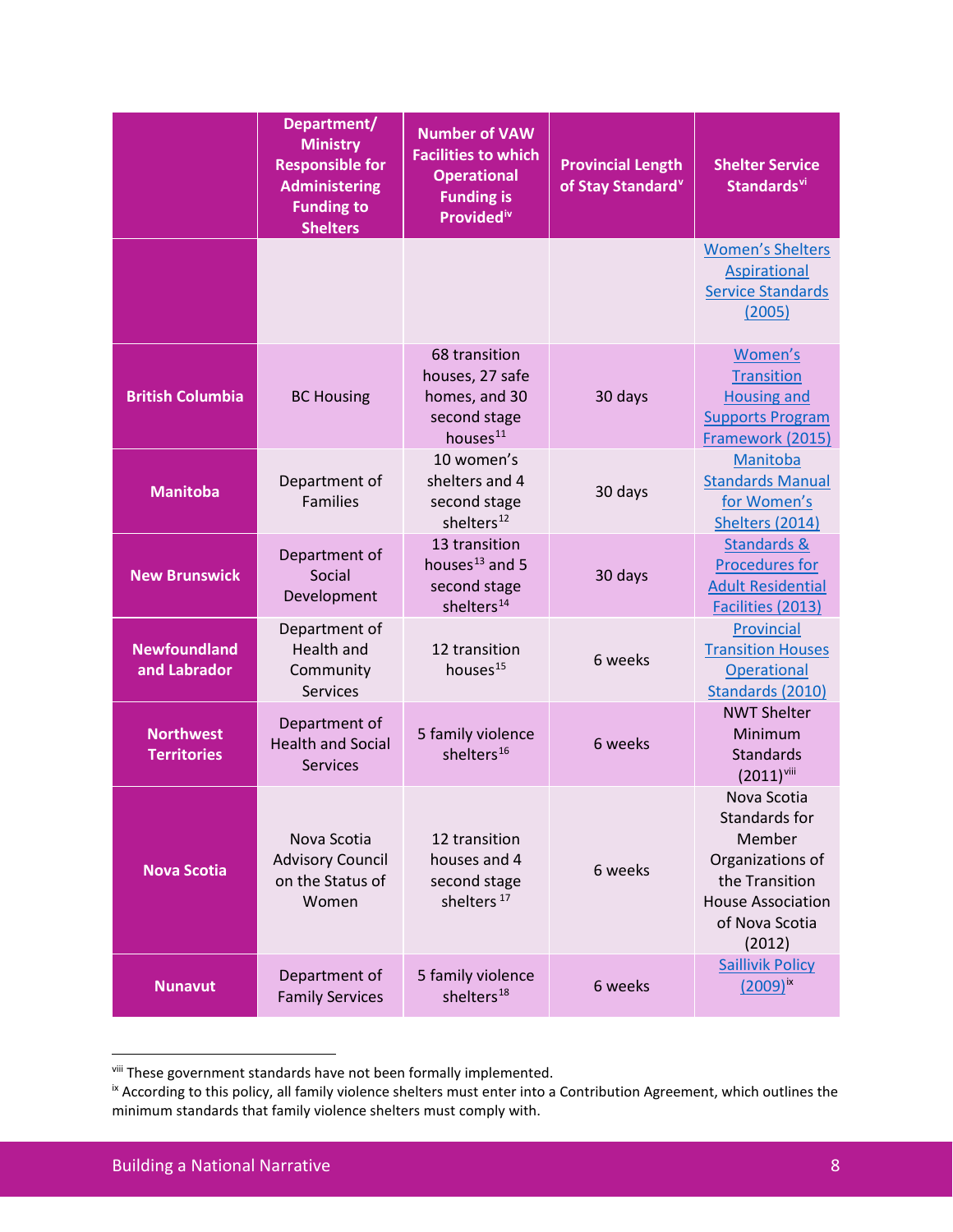| | Department/ Ministry Responsible for Administering Funding to Shelters | Number of VAW Facilities to which Operational Funding is Provided[iv] | Provincial Length of Stay Standard[v] | Shelter Service Standards[vi] |
|---|---|---|---|---|
| | | | | Women's Shelters Aspirational Service Standards (2005) |
| **British Columbia** | BC Housing | 68 transition houses, 27 safe homes, and 30 second stage houses[11] | 30 days | Women's Transition Housing and Supports Program Framework (2015) |
| **Manitoba** | Department of Families | 10 women's shelters and 4 second stage shelters[12] | 30 days | Manitoba Standards Manual for Women's Shelters (2014) |
| **New Brunswick** | Department of Social Development | 13 transition houses[13] and 5 second stage shelters[14] | 30 days | Standards & Procedures for Adult Residential Facilities (2013) |
| **Newfoundland and Labrador** | Department of Health and Community Services | 12 transition houses[15] | 6 weeks | Provincial Transition Houses Operational Standards (2010) |
| **Northwest Territories** | Department of Health and Social Services | 5 family violence shelters[16] | 6 weeks | NWT Shelter Minimum Standards (2011)[viii] |
| **Nova Scotia** | Nova Scotia Advisory Council on the Status of Women | 12 transition houses and 4 second stage shelters[17] | 6 weeks | Nova Scotia Standards for Member Organizations of the Transition House Association of Nova Scotia (2012) |
| **Nunavut** | Department of Family Services | 5 family violence shelters[18] | 6 weeks | Saillivik Policy (2009)[ix] |

[viii] These government standards have not been formally implemented.

[ix] According to this policy, all family violence shelters must enter into a Contribution Agreement, which outlines the minimum standards that family violence shelters must comply with.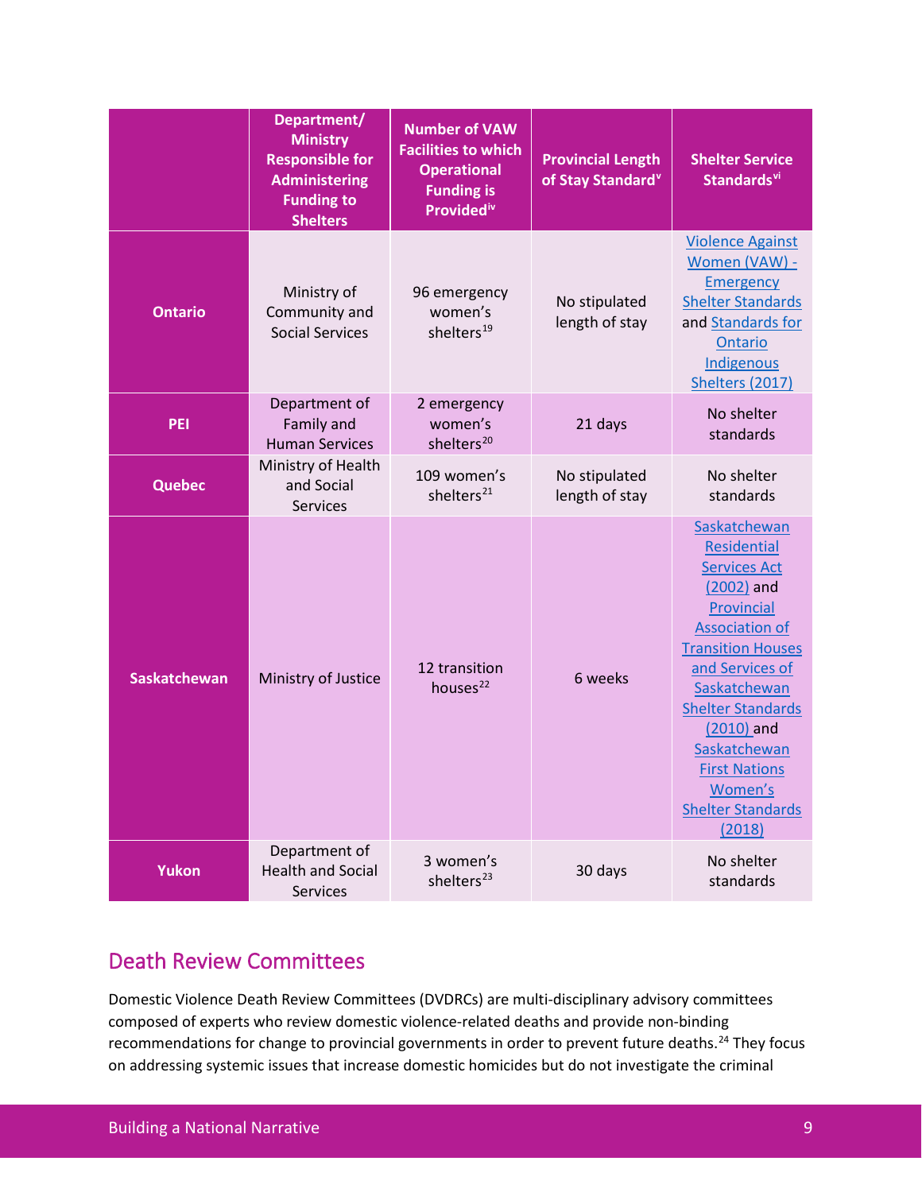| | Department/ Ministry Responsible for Administering Funding to Shelters | Number of VAW Facilities to which Operational Funding is Provided[iv] | Provincial Length of Stay Standard[v] | Shelter Service Standards[vi] |
|---|---|---|---|---|
| **Ontario** | Ministry of Community and Social Services | 96 emergency women's shelters[19] | No stipulated length of stay | Violence Against Women (VAW) - Emergency Shelter Standards and Standards for Ontario Indigenous Shelters (2017) |
| **PEI** | Department of Family and Human Services | 2 emergency women's shelters[20] | 21 days | No shelter standards |
| **Quebec** | Ministry of Health and Social Services | 109 women's shelters[21] | No stipulated length of stay | No shelter standards |
| **Saskatchewan** | Ministry of Justice | 12 transition houses[22] | 6 weeks | Saskatchewan Residential Services Act (2002) and Provincial Association of Transition Houses and Services of Saskatchewan Shelter Standards (2010) and Saskatchewan First Nations Women's Shelter Standards (2018) |
| **Yukon** | Department of Health and Social Services | 3 women's shelters[23] | 30 days | No shelter standards |

## Death Review Committees

Domestic Violence Death Review Committees (DVDRCs) are multi-disciplinary advisory committees composed of experts who review domestic violence-related deaths and provide non-binding recommendations for change to provincial governments in order to prevent future deaths.[24] They focus on addressing systemic issues that increase domestic homicides but do not investigate the criminal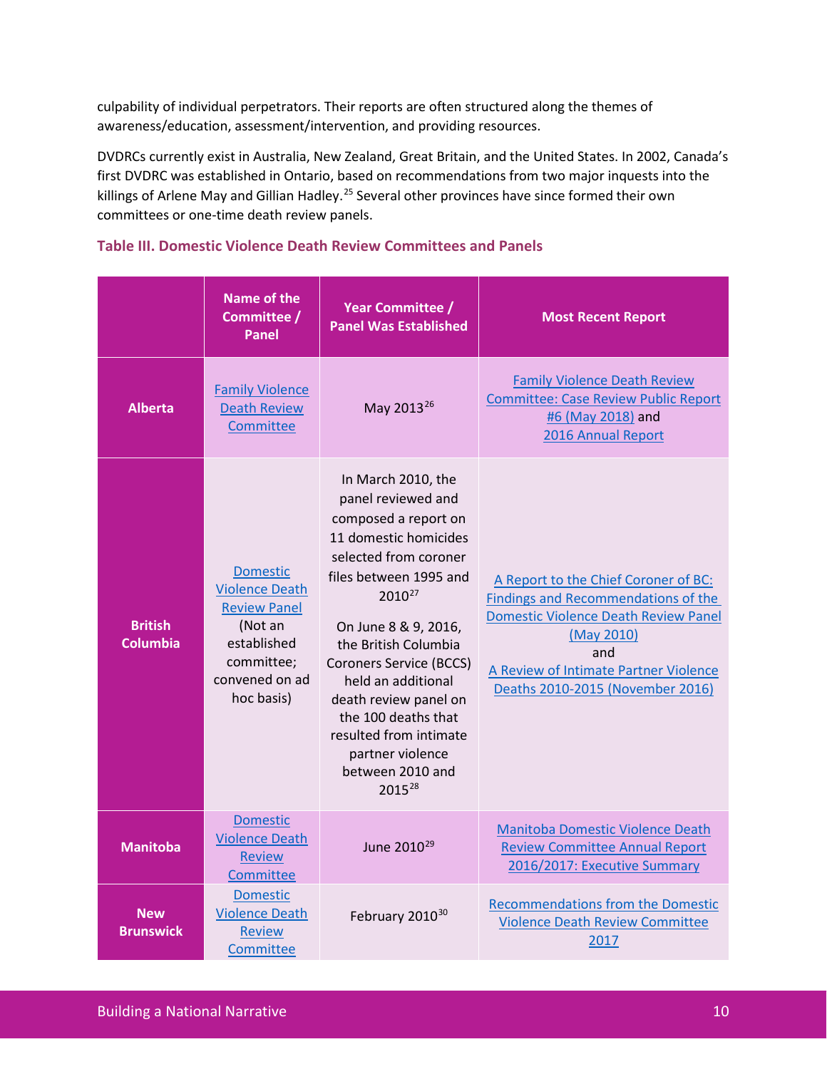culpability of individual perpetrators. Their reports are often structured along the themes of awareness/education, assessment/intervention, and providing resources.

DVDRCs currently exist in Australia, New Zealand, Great Britain, and the United States. In 2002, Canada's first DVDRC was established in Ontario, based on recommendations from two major inquests into the killings of Arlene May and Gillian Hadley.[25] Several other provinces have since formed their own committees or one-time death review panels.

### Table III. Domestic Violence Death Review Committees and Panels

| | Name of the Committee / Panel | Year Committee / Panel Was Established | Most Recent Report |
|---|---|---|---|
| **Alberta** | Family Violence Death Review Committee | May 2013[26] | Family Violence Death Review Committee: Case Review Public Report #6 (May 2018) and 2016 Annual Report |
| **British Columbia** | Domestic Violence Death Review Panel (Not an established committee; convened on ad hoc basis) | In March 2010, the panel reviewed and composed a report on 11 domestic homicides selected from coroner files between 1995 and 2010[27] On June 8 & 9, 2016, the British Columbia Coroners Service (BCCS) held an additional death review panel on the 100 deaths that resulted from intimate partner violence between 2010 and 2015[28] | A Report to the Chief Coroner of BC: Findings and Recommendations of the Domestic Violence Death Review Panel (May 2010) and A Review of Intimate Partner Violence Deaths 2010-2015 (November 2016) |
| **Manitoba** | Domestic Violence Death Review Committee | June 2010[29] | Manitoba Domestic Violence Death Review Committee Annual Report 2016/2017: Executive Summary |
| **New Brunswick** | Domestic Violence Death Review Committee | February 2010[30] | Recommendations from the Domestic Violence Death Review Committee 2017 |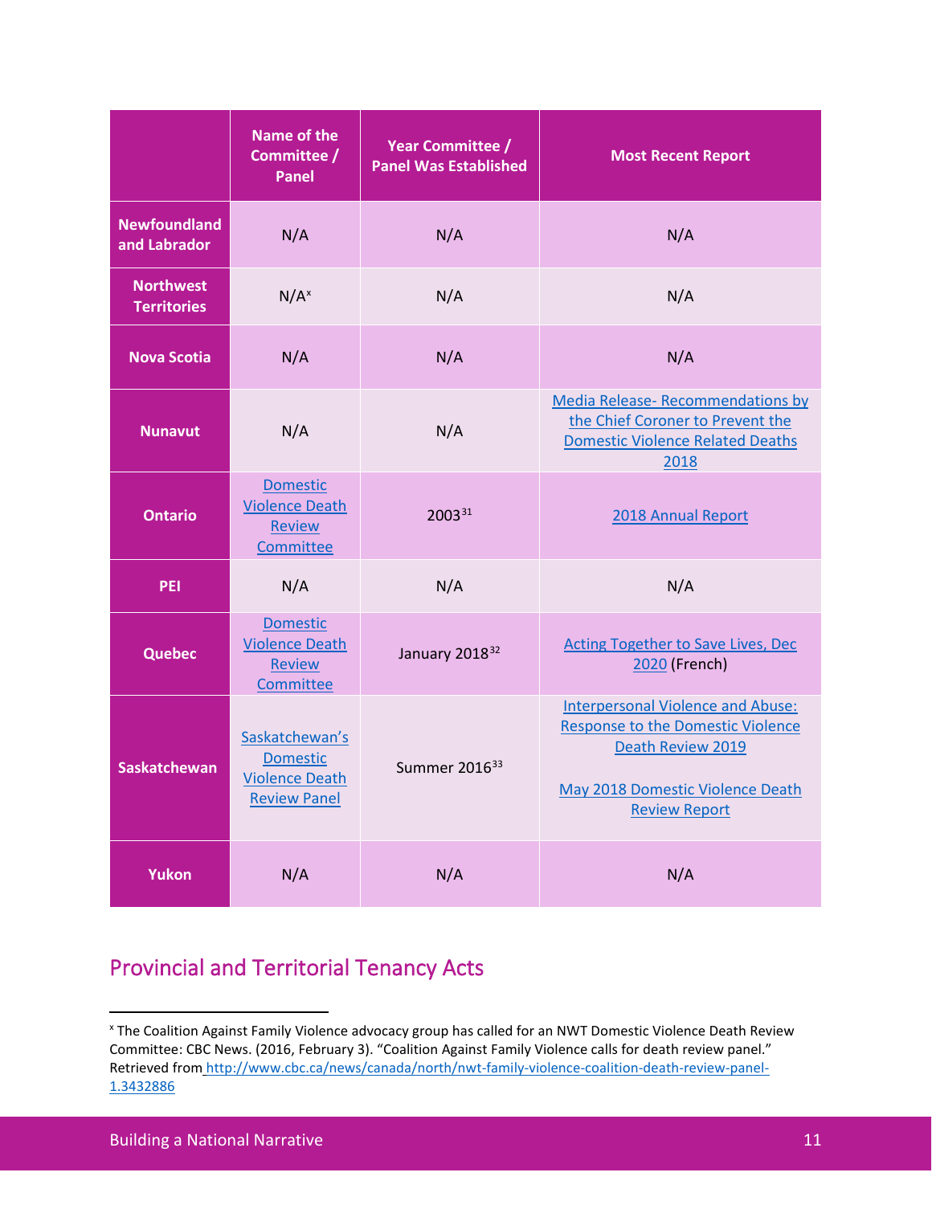| | Name of the Committee / Panel | Year Committee / Panel Was Established | Most Recent Report |
|---|---|---|---|
| **Newfoundland and Labrador** | N/A | N/A | N/A |
| **Northwest Territories** | N/A[x] | N/A | N/A |
| **Nova Scotia** | N/A | N/A | N/A |
| **Nunavut** | N/A | N/A | Media Release- Recommendations by the Chief Coroner to Prevent the Domestic Violence Related Deaths 2018 |
| **Ontario** | Domestic Violence Death Review Committee | 2003[31] | 2018 Annual Report |
| **PEI** | N/A | N/A | N/A |
| **Quebec** | Domestic Violence Death Review Committee | January 2018[32] | Acting Together to Save Lives, Dec 2020 (French) |
| **Saskatchewan** | Saskatchewan's Domestic Violence Death Review Panel | Summer 2016[33] | Interpersonal Violence and Abuse: Response to the Domestic Violence Death Review 2019<br><br>May 2018 Domestic Violence Death Review Report |
| **Yukon** | N/A | N/A | N/A |

## Provincial and Territorial Tenancy Acts

---

[x] The Coalition Against Family Violence advocacy group has called for an NWT Domestic Violence Death Review Committee: CBC News. (2016, February 3). "Coalition Against Family Violence calls for death review panel." Retrieved from http://www.cbc.ca/news/canada/north/nwt-family-violence-coalition-death-review-panel-1.3432886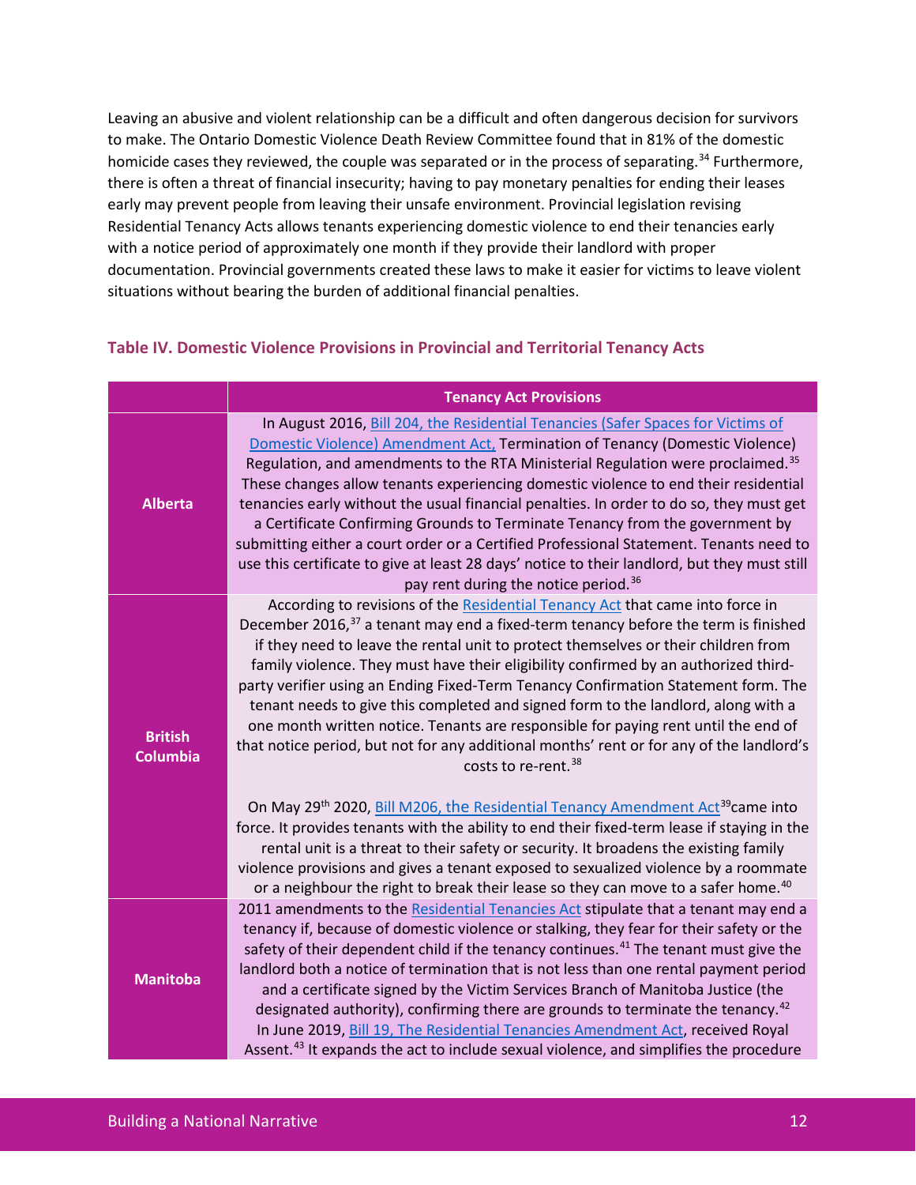Leaving an abusive and violent relationship can be a difficult and often dangerous decision for survivors to make. The Ontario Domestic Violence Death Review Committee found that in 81% of the domestic homicide cases they reviewed, the couple was separated or in the process of separating.[34] Furthermore, there is often a threat of financial insecurity; having to pay monetary penalties for ending their leases early may prevent people from leaving their unsafe environment. Provincial legislation revising Residential Tenancy Acts allows tenants experiencing domestic violence to end their tenancies early with a notice period of approximately one month if they provide their landlord with proper documentation. Provincial governments created these laws to make it easier for victims to leave violent situations without bearing the burden of additional financial penalties.

### Table IV. Domestic Violence Provisions in Provincial and Territorial Tenancy Acts

| | Tenancy Act Provisions |
|---|---|
| **Alberta** | In August 2016, Bill 204, the Residential Tenancies (Safer Spaces for Victims of Domestic Violence) Amendment Act, Termination of Tenancy (Domestic Violence) Regulation, and amendments to the RTA Ministerial Regulation were proclaimed.[35] These changes allow tenants experiencing domestic violence to end their residential tenancies early without the usual financial penalties. In order to do so, they must get a Certificate Confirming Grounds to Terminate Tenancy from the government by submitting either a court order or a Certified Professional Statement. Tenants need to use this certificate to give at least 28 days' notice to their landlord, but they must still pay rent during the notice period.[36] |
| **British Columbia** | According to revisions of the Residential Tenancy Act that came into force in December 2016,[37] a tenant may end a fixed-term tenancy before the term is finished if they need to leave the rental unit to protect themselves or their children from family violence. They must have their eligibility confirmed by an authorized third-party verifier using an Ending Fixed-Term Tenancy Confirmation Statement form. The tenant needs to give this completed and signed form to the landlord, along with a one month written notice. Tenants are responsible for paying rent until the end of that notice period, but not for any additional months' rent or for any of the landlord's costs to re-rent.[38]<br><br>On May 29th 2020, Bill M206, the Residential Tenancy Amendment Act[39] came into force. It provides tenants with the ability to end their fixed-term lease if staying in the rental unit is a threat to their safety or security. It broadens the existing family violence provisions and gives a tenant exposed to sexualized violence by a roommate or a neighbour the right to break their lease so they can move to a safer home.[40] |
| **Manitoba** | 2011 amendments to the Residential Tenancies Act stipulate that a tenant may end a tenancy if, because of domestic violence or stalking, they fear for their safety or the safety of their dependent child if the tenancy continues.[41] The tenant must give the landlord both a notice of termination that is not less than one rental payment period and a certificate signed by the Victim Services Branch of Manitoba Justice (the designated authority), confirming there are grounds to terminate the tenancy.[42] In June 2019, Bill 19, The Residential Tenancies Amendment Act, received Royal Assent.[43] It expands the act to include sexual violence, and simplifies the procedure |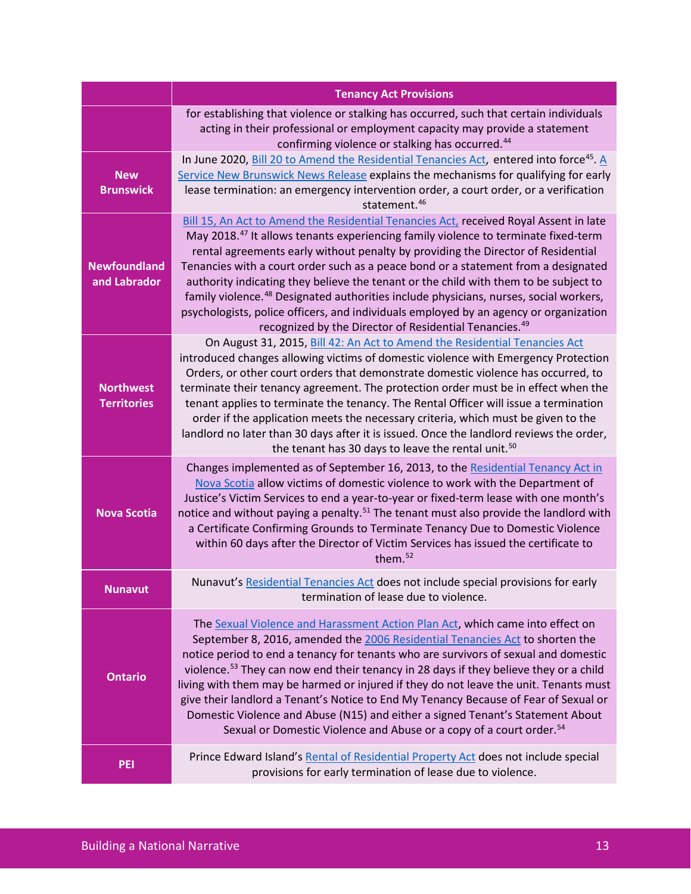| | Tenancy Act Provisions |
|---|---|
| | for establishing that violence or stalking has occurred, such that certain individuals acting in their professional or employment capacity may provide a statement confirming violence or stalking has occurred.[44] |
| **New Brunswick** | In June 2020, Bill 20 to Amend the Residential Tenancies Act, entered into force[45]. A Service New Brunswick News Release explains the mechanisms for qualifying for early lease termination: an emergency intervention order, a court order, or a verification statement.[46] |
| **Newfoundland and Labrador** | Bill 15, An Act to Amend the Residential Tenancies Act, received Royal Assent in late May 2018.[47] It allows tenants experiencing family violence to terminate fixed-term rental agreements early without penalty by providing the Director of Residential Tenancies with a court order such as a peace bond or a statement from a designated authority indicating they believe the tenant or the child with them to be subject to family violence.[48] Designated authorities include physicians, nurses, social workers, psychologists, police officers, and individuals employed by an agency or organization recognized by the Director of Residential Tenancies.[49] |
| **Northwest Territories** | On August 31, 2015, Bill 42: An Act to Amend the Residential Tenancies Act introduced changes allowing victims of domestic violence with Emergency Protection Orders, or other court orders that demonstrate domestic violence has occurred, to terminate their tenancy agreement. The protection order must be in effect when the tenant applies to terminate the tenancy. The Rental Officer will issue a termination order if the application meets the necessary criteria, which must be given to the landlord no later than 30 days after it is issued. Once the landlord reviews the order, the tenant has 30 days to leave the rental unit.[50] |
| **Nova Scotia** | Changes implemented as of September 16, 2013, to the Residential Tenancy Act in Nova Scotia allow victims of domestic violence to work with the Department of Justice's Victim Services to end a year-to-year or fixed-term lease with one month's notice and without paying a penalty.[51] The tenant must also provide the landlord with a Certificate Confirming Grounds to Terminate Tenancy Due to Domestic Violence within 60 days after the Director of Victim Services has issued the certificate to them.[52] |
| **Nunavut** | Nunavut's Residential Tenancies Act does not include special provisions for early termination of lease due to violence. |
| **Ontario** | The Sexual Violence and Harassment Action Plan Act, which came into effect on September 8, 2016, amended the 2006 Residential Tenancies Act to shorten the notice period to end a tenancy for tenants who are survivors of sexual and domestic violence.[53] They can now end their tenancy in 28 days if they believe they or a child living with them may be harmed or injured if they do not leave the unit. Tenants must give their landlord a Tenant's Notice to End My Tenancy Because of Fear of Sexual or Domestic Violence and Abuse (N15) and either a signed Tenant's Statement About Sexual or Domestic Violence and Abuse or a copy of a court order.[54] |
| **PEI** | Prince Edward Island's Rental of Residential Property Act does not include special provisions for early termination of lease due to violence. |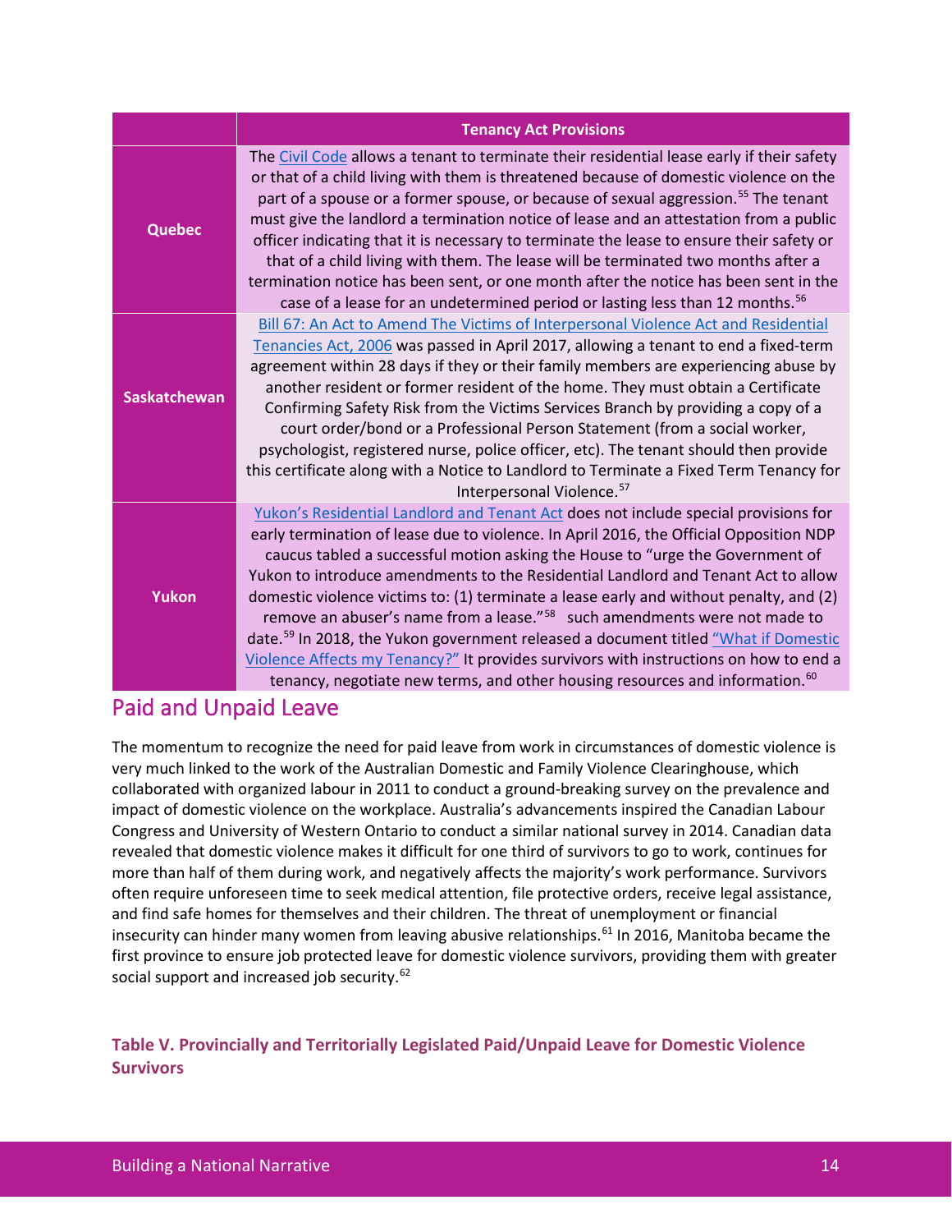| | Tenancy Act Provisions |
|---|---|
| Quebec | The Civil Code allows a tenant to terminate their residential lease early if their safety or that of a child living with them is threatened because of domestic violence on the part of a spouse or a former spouse, or because of sexual aggression.[55] The tenant must give the landlord a termination notice of lease and an attestation from a public officer indicating that it is necessary to terminate the lease to ensure their safety or that of a child living with them. The lease will be terminated two months after a termination notice has been sent, or one month after the notice has been sent in the case of a lease for an undetermined period or lasting less than 12 months.[56] |
| Saskatchewan | Bill 67: An Act to Amend The Victims of Interpersonal Violence Act and Residential Tenancies Act, 2006 was passed in April 2017, allowing a tenant to end a fixed-term agreement within 28 days if they or their family members are experiencing abuse by another resident or former resident of the home. They must obtain a Certificate Confirming Safety Risk from the Victims Services Branch by providing a copy of a court order/bond or a Professional Person Statement (from a social worker, psychologist, registered nurse, police officer, etc). The tenant should then provide this certificate along with a Notice to Landlord to Terminate a Fixed Term Tenancy for Interpersonal Violence.[57] |
| Yukon | Yukon's Residential Landlord and Tenant Act does not include special provisions for early termination of lease due to violence. In April 2016, the Official Opposition NDP caucus tabled a successful motion asking the House to "urge the Government of Yukon to introduce amendments to the Residential Landlord and Tenant Act to allow domestic violence victims to: (1) terminate a lease early and without penalty, and (2) remove an abuser's name from a lease."[58] such amendments were not made to date.[59] In 2018, the Yukon government released a document titled "What if Domestic Violence Affects my Tenancy?" It provides survivors with instructions on how to end a tenancy, negotiate new terms, and other housing resources and information.[60] |

## Paid and Unpaid Leave

The momentum to recognize the need for paid leave from work in circumstances of domestic violence is very much linked to the work of the Australian Domestic and Family Violence Clearinghouse, which collaborated with organized labour in 2011 to conduct a ground-breaking survey on the prevalence and impact of domestic violence on the workplace. Australia's advancements inspired the Canadian Labour Congress and University of Western Ontario to conduct a similar national survey in 2014. Canadian data revealed that domestic violence makes it difficult for one third of survivors to go to work, continues for more than half of them during work, and negatively affects the majority's work performance. Survivors often require unforeseen time to seek medical attention, file protective orders, receive legal assistance, and find safe homes for themselves and their children. The threat of unemployment or financial insecurity can hinder many women from leaving abusive relationships.[61] In 2016, Manitoba became the first province to ensure job protected leave for domestic violence survivors, providing them with greater social support and increased job security.[62]

**Table V. Provincially and Territorially Legislated Paid/Unpaid Leave for Domestic Violence Survivors**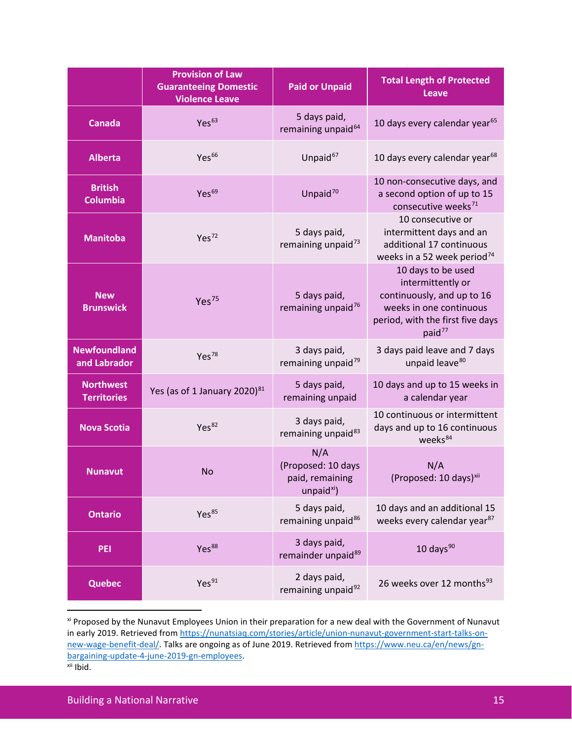| | Provision of Law Guaranteeing Domestic Violence Leave | Paid or Unpaid | Total Length of Protected Leave |
|---|---|---|---|
| **Canada** | Yes[63] | 5 days paid, remaining unpaid[64] | 10 days every calendar year[65] |
| **Alberta** | Yes[66] | Unpaid[67] | 10 days every calendar year[68] |
| **British Columbia** | Yes[69] | Unpaid[70] | 10 non-consecutive days, and a second option of up to 15 consecutive weeks[71] |
| **Manitoba** | Yes[72] | 5 days paid, remaining unpaid[73] | 10 consecutive or intermittent days and an additional 17 continuous weeks in a 52 week period[74] |
| **New Brunswick** | Yes[75] | 5 days paid, remaining unpaid[76] | 10 days to be used intermittently or continuously, and up to 16 weeks in one continuous period, with the first five days paid[77] |
| **Newfoundland and Labrador** | Yes[78] | 3 days paid, remaining unpaid[79] | 3 days paid leave and 7 days unpaid leave[80] |
| **Northwest Territories** | Yes (as of 1 January 2020)[81] | 5 days paid, remaining unpaid | 10 days and up to 15 weeks in a calendar year |
| **Nova Scotia** | Yes[82] | 3 days paid, remaining unpaid[83] | 10 continuous or intermittent days and up to 16 continuous weeks[84] |
| **Nunavut** | No | N/A (Proposed: 10 days paid, remaining unpaid[xi]) | N/A (Proposed: 10 days)[xii] |
| **Ontario** | Yes[85] | 5 days paid, remaining unpaid[86] | 10 days and an additional 15 weeks every calendar year[87] |
| **PEI** | Yes[88] | 3 days paid, remainder unpaid[89] | 10 days[90] |
| **Quebec** | Yes[91] | 2 days paid, remaining unpaid[92] | 26 weeks over 12 months[93] |

[xi] Proposed by the Nunavut Employees Union in their preparation for a new deal with the Government of Nunavut in early 2019. Retrieved from https://nunatsiaq.com/stories/article/union-nunavut-government-start-talks-on-new-wage-benefit-deal/. Talks are ongoing as of June 2019. Retrieved from https://www.neu.ca/en/news/gn-bargaining-update-4-june-2019-gn-employees.

[xii] Ibid.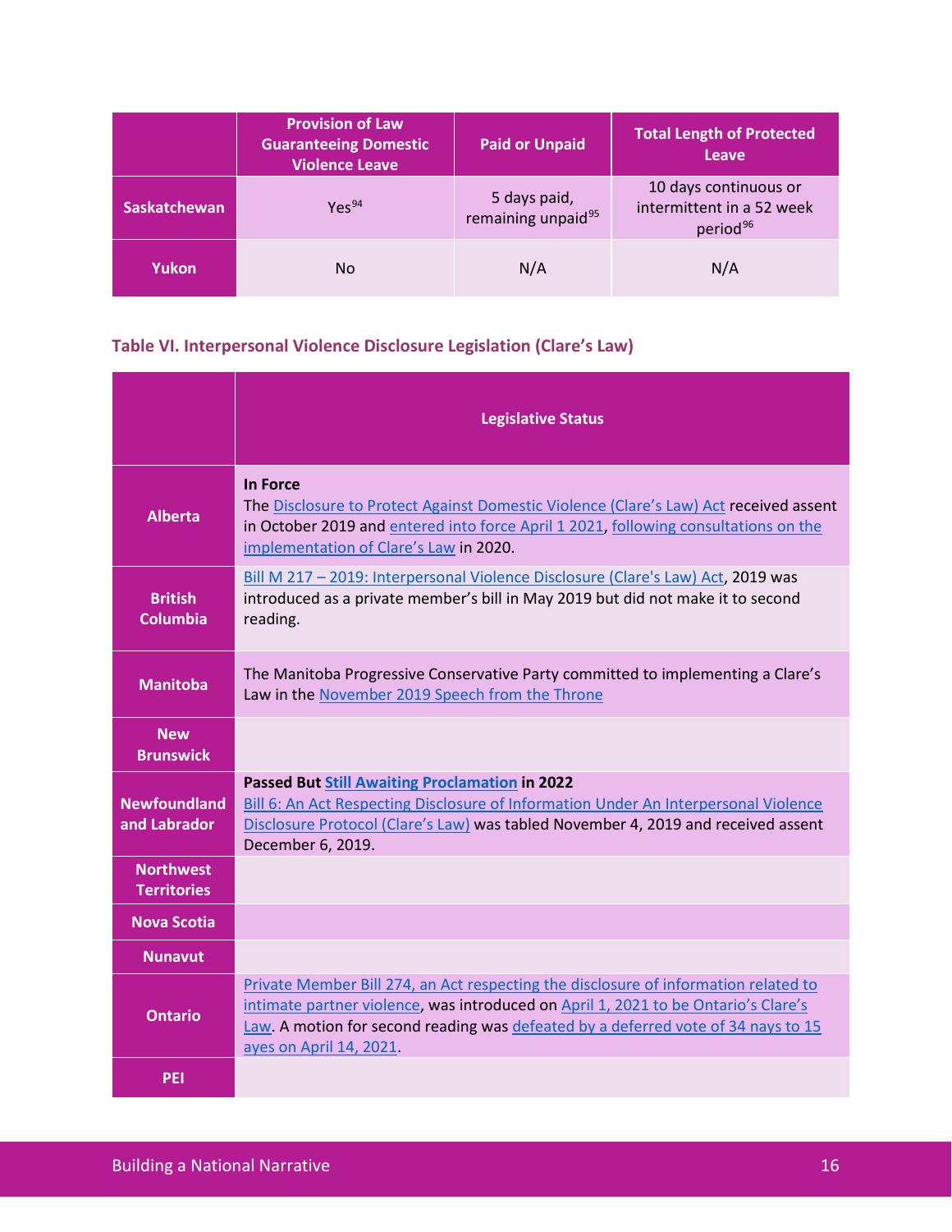|  | Provision of Law Guaranteeing Domestic Violence Leave | Paid or Unpaid | Total Length of Protected Leave |
|---|---|---|---|
| **Saskatchewan** | Yes[94] | 5 days paid, remaining unpaid[95] | 10 days continuous or intermittent in a 52 week period[96] |
| **Yukon** | No | N/A | N/A |

### Table VI. Interpersonal Violence Disclosure Legislation (Clare's Law)

|  | Legislative Status |
|---|---|
| **Alberta** | **In Force**<br>The Disclosure to Protect Against Domestic Violence (Clare's Law) Act received assent in October 2019 and entered into force April 1 2021, following consultations on the implementation of Clare's Law in 2020. |
| **British Columbia** | Bill M 217 – 2019: Interpersonal Violence Disclosure (Clare's Law) Act, 2019 was introduced as a private member's bill in May 2019 but did not make it to second reading. |
| **Manitoba** | The Manitoba Progressive Conservative Party committed to implementing a Clare's Law in the November 2019 Speech from the Throne |
| **New Brunswick** |  |
| **Newfoundland and Labrador** | **Passed But Still Awaiting Proclamation in 2022**<br>Bill 6: An Act Respecting Disclosure of Information Under An Interpersonal Violence Disclosure Protocol (Clare's Law) was tabled November 4, 2019 and received assent December 6, 2019. |
| **Northwest Territories** |  |
| **Nova Scotia** |  |
| **Nunavut** |  |
| **Ontario** | Private Member Bill 274, an Act respecting the disclosure of information related to intimate partner violence, was introduced on April 1, 2021 to be Ontario's Clare's Law. A motion for second reading was defeated by a deferred vote of 34 nays to 15 ayes on April 14, 2021. |
| **PEI** |  |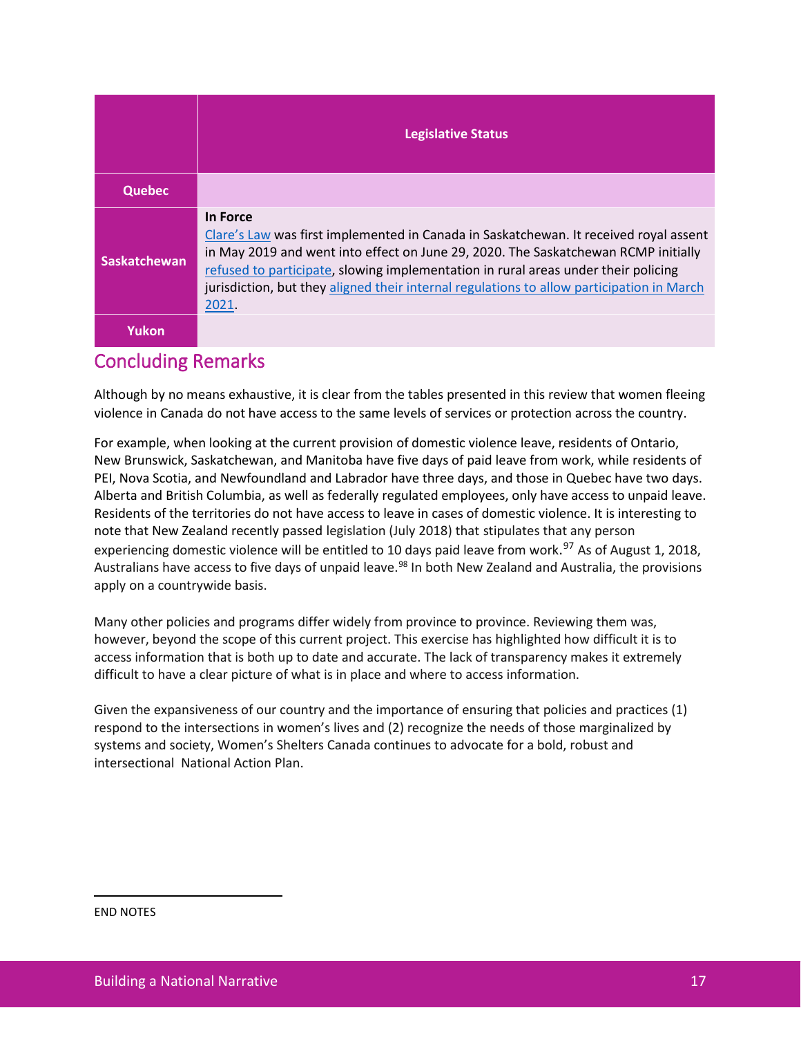| | Legislative Status |
|---|---|
| **Quebec** | |
| **Saskatchewan** | **In Force**<br>Clare's Law was first implemented in Canada in Saskatchewan. It received royal assent in May 2019 and went into effect on June 29, 2020. The Saskatchewan RCMP initially refused to participate, slowing implementation in rural areas under their policing jurisdiction, but they aligned their internal regulations to allow participation in March 2021. |
| **Yukon** | |

## Concluding Remarks

Although by no means exhaustive, it is clear from the tables presented in this review that women fleeing violence in Canada do not have access to the same levels of services or protection across the country.

For example, when looking at the current provision of domestic violence leave, residents of Ontario, New Brunswick, Saskatchewan, and Manitoba have five days of paid leave from work, while residents of PEI, Nova Scotia, and Newfoundland and Labrador have three days, and those in Quebec have two days. Alberta and British Columbia, as well as federally regulated employees, only have access to unpaid leave. Residents of the territories do not have access to leave in cases of domestic violence. It is interesting to note that New Zealand recently passed legislation (July 2018) that stipulates that any person experiencing domestic violence will be entitled to 10 days paid leave from work.[97] As of August 1, 2018, Australians have access to five days of unpaid leave.[98] In both New Zealand and Australia, the provisions apply on a countrywide basis.

Many other policies and programs differ widely from province to province. Reviewing them was, however, beyond the scope of this current project. This exercise has highlighted how difficult it is to access information that is both up to date and accurate. The lack of transparency makes it extremely difficult to have a clear picture of what is in place and where to access information.

Given the expansiveness of our country and the importance of ensuring that policies and practices (1) respond to the intersections in women's lives and (2) recognize the needs of those marginalized by systems and society, Women's Shelters Canada continues to advocate for a bold, robust and intersectional National Action Plan.

END NOTES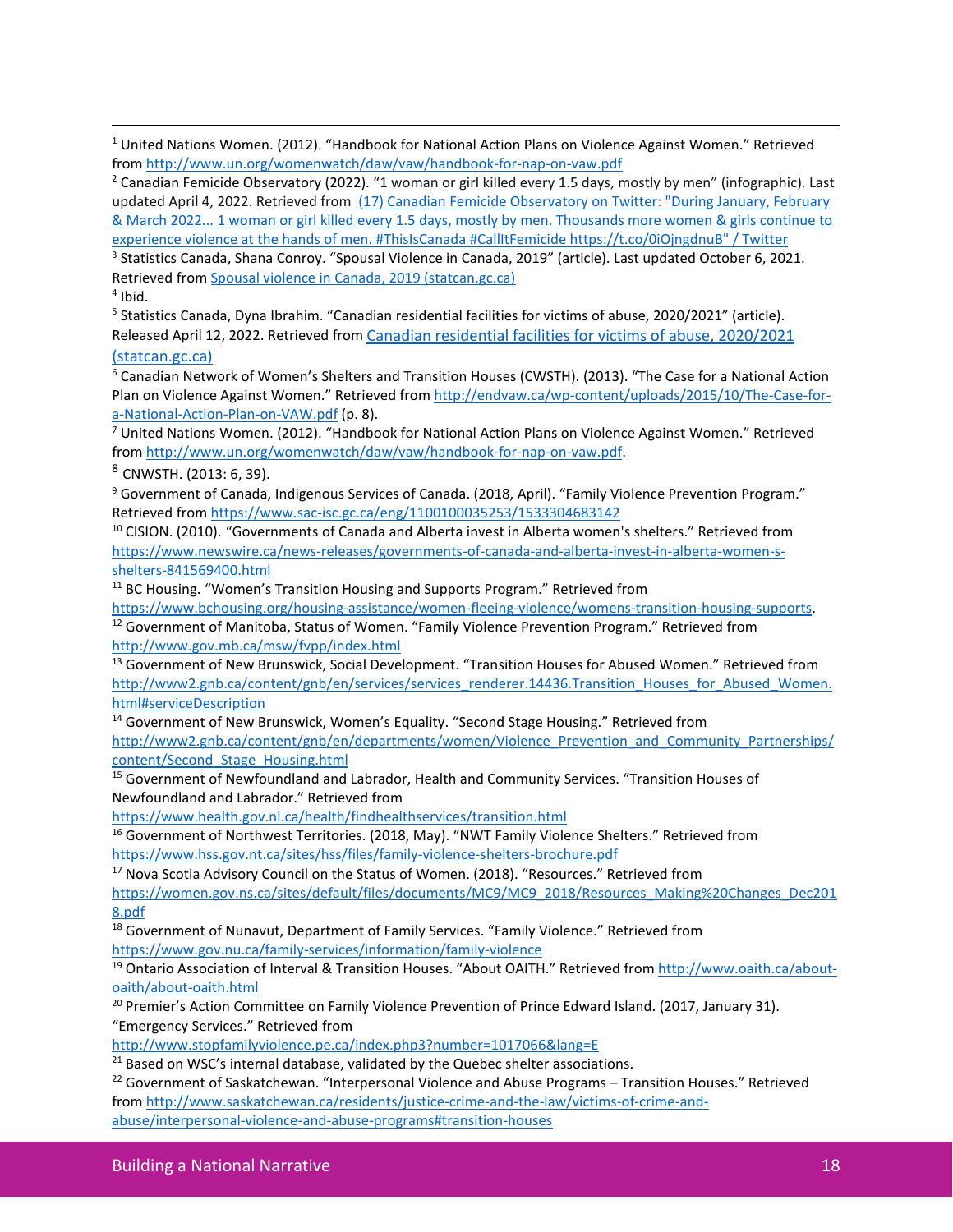[1] United Nations Women. (2012). "Handbook for National Action Plans on Violence Against Women." Retrieved from http://www.un.org/womenwatch/daw/vaw/handbook-for-nap-on-vaw.pdf

[2] Canadian Femicide Observatory (2022). "1 woman or girl killed every 1.5 days, mostly by men" (infographic). Last updated April 4, 2022. Retrieved from (17) Canadian Femicide Observatory on Twitter: "During January, February & March 2022... 1 woman or girl killed every 1.5 days, mostly by men. Thousands more women & girls continue to experience violence at the hands of men. #ThisIsCanada #CallItFemicide https://t.co/0iOjngdnuB" / Twitter

[3] Statistics Canada, Shana Conroy. "Spousal Violence in Canada, 2019" (article). Last updated October 6, 2021. Retrieved from Spousal violence in Canada, 2019 (statcan.gc.ca)

[4] Ibid.

[5] Statistics Canada, Dyna Ibrahim. "Canadian residential facilities for victims of abuse, 2020/2021" (article). Released April 12, 2022. Retrieved from Canadian residential facilities for victims of abuse, 2020/2021 (statcan.gc.ca)

[6] Canadian Network of Women's Shelters and Transition Houses (CWSTH). (2013). "The Case for a National Action Plan on Violence Against Women." Retrieved from http://endvaw.ca/wp-content/uploads/2015/10/The-Case-for-a-National-Action-Plan-on-VAW.pdf (p. 8).

[7] United Nations Women. (2012). "Handbook for National Action Plans on Violence Against Women." Retrieved from http://www.un.org/womenwatch/daw/vaw/handbook-for-nap-on-vaw.pdf.

[8] CNWSTH. (2013: 6, 39).

[9] Government of Canada, Indigenous Services of Canada. (2018, April). "Family Violence Prevention Program." Retrieved from https://www.sac-isc.gc.ca/eng/1100100035253/1533304683142

[10] CISION. (2010). "Governments of Canada and Alberta invest in Alberta women's shelters." Retrieved from https://www.newswire.ca/news-releases/governments-of-canada-and-alberta-invest-in-alberta-women-s-shelters-841569400.html

[11] BC Housing. "Women's Transition Housing and Supports Program." Retrieved from https://www.bchousing.org/housing-assistance/women-fleeing-violence/womens-transition-housing-supports.

[12] Government of Manitoba, Status of Women. "Family Violence Prevention Program." Retrieved from http://www.gov.mb.ca/msw/fvpp/index.html

[13] Government of New Brunswick, Social Development. "Transition Houses for Abused Women." Retrieved from http://www2.gnb.ca/content/gnb/en/services/services_renderer.14436.Transition_Houses_for_Abused_Women.html#serviceDescription

[14] Government of New Brunswick, Women's Equality. "Second Stage Housing." Retrieved from http://www2.gnb.ca/content/gnb/en/departments/women/Violence_Prevention_and_Community_Partnerships/content/Second_Stage_Housing.html

[15] Government of Newfoundland and Labrador, Health and Community Services. "Transition Houses of Newfoundland and Labrador." Retrieved from https://www.health.gov.nl.ca/health/findhealthservices/transition.html

[16] Government of Northwest Territories. (2018, May). "NWT Family Violence Shelters." Retrieved from https://www.hss.gov.nt.ca/sites/hss/files/family-violence-shelters-brochure.pdf

[17] Nova Scotia Advisory Council on the Status of Women. (2018). "Resources." Retrieved from https://women.gov.ns.ca/sites/default/files/documents/MC9/MC9_2018/Resources_Making%20Changes_Dec2018.pdf

[18] Government of Nunavut, Department of Family Services. "Family Violence." Retrieved from https://www.gov.nu.ca/family-services/information/family-violence

[19] Ontario Association of Interval & Transition Houses. "About OAITH." Retrieved from http://www.oaith.ca/about-oaith/about-oaith.html

[20] Premier's Action Committee on Family Violence Prevention of Prince Edward Island. (2017, January 31). "Emergency Services." Retrieved from http://www.stopfamilyviolence.pe.ca/index.php3?number=1017066&lang=E

[21] Based on WSC's internal database, validated by the Quebec shelter associations.

[22] Government of Saskatchewan. "Interpersonal Violence and Abuse Programs – Transition Houses." Retrieved from http://www.saskatchewan.ca/residents/justice-crime-and-the-law/victims-of-crime-and-abuse/interpersonal-violence-and-abuse-programs#transition-houses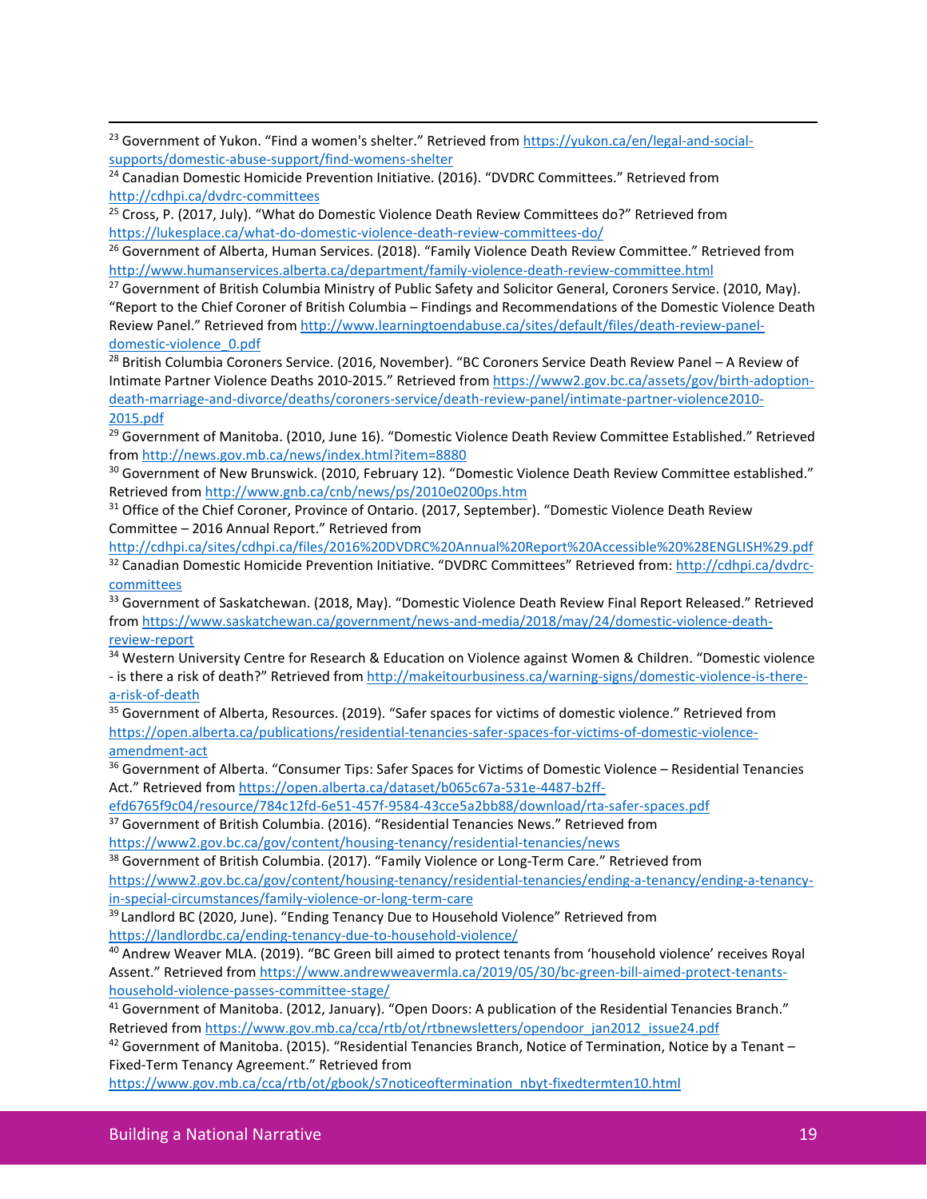[23] Government of Yukon. "Find a women's shelter." Retrieved from https://yukon.ca/en/legal-and-social-supports/domestic-abuse-support/find-womens-shelter

[24] Canadian Domestic Homicide Prevention Initiative. (2016). "DVDRC Committees." Retrieved from http://cdhpi.ca/dvdrc-committees

[25] Cross, P. (2017, July). "What do Domestic Violence Death Review Committees do?" Retrieved from https://lukesplace.ca/what-do-domestic-violence-death-review-committees-do/

[26] Government of Alberta, Human Services. (2018). "Family Violence Death Review Committee." Retrieved from http://www.humanservices.alberta.ca/department/family-violence-death-review-committee.html

[27] Government of British Columbia Ministry of Public Safety and Solicitor General, Coroners Service. (2010, May). "Report to the Chief Coroner of British Columbia – Findings and Recommendations of the Domestic Violence Death Review Panel." Retrieved from http://www.learningtoendabuse.ca/sites/default/files/death-review-panel-domestic-violence_0.pdf

[28] British Columbia Coroners Service. (2016, November). "BC Coroners Service Death Review Panel – A Review of Intimate Partner Violence Deaths 2010-2015." Retrieved from https://www2.gov.bc.ca/assets/gov/birth-adoption-death-marriage-and-divorce/deaths/coroners-service/death-review-panel/intimate-partner-violence2010-2015.pdf

[29] Government of Manitoba. (2010, June 16). "Domestic Violence Death Review Committee Established." Retrieved from http://news.gov.mb.ca/news/index.html?item=8880

[30] Government of New Brunswick. (2010, February 12). "Domestic Violence Death Review Committee established." Retrieved from http://www.gnb.ca/cnb/news/ps/2010e0200ps.htm

[31] Office of the Chief Coroner, Province of Ontario. (2017, September). "Domestic Violence Death Review Committee – 2016 Annual Report." Retrieved from http://cdhpi.ca/sites/cdhpi.ca/files/2016%20DVDRC%20Annual%20Report%20Accessible%20%28ENGLISH%29.pdf

[32] Canadian Domestic Homicide Prevention Initiative. "DVDRC Committees" Retrieved from: http://cdhpi.ca/dvdrc-committees

[33] Government of Saskatchewan. (2018, May). "Domestic Violence Death Review Final Report Released." Retrieved from https://www.saskatchewan.ca/government/news-and-media/2018/may/24/domestic-violence-death-review-report

[34] Western University Centre for Research & Education on Violence against Women & Children. "Domestic violence - is there a risk of death?" Retrieved from http://makeitourbusiness.ca/warning-signs/domestic-violence-is-there-a-risk-of-death

[35] Government of Alberta, Resources. (2019). "Safer spaces for victims of domestic violence." Retrieved from https://open.alberta.ca/publications/residential-tenancies-safer-spaces-for-victims-of-domestic-violence-amendment-act

[36] Government of Alberta. "Consumer Tips: Safer Spaces for Victims of Domestic Violence – Residential Tenancies Act." Retrieved from https://open.alberta.ca/dataset/b065c67a-531e-4487-b2ff-efd6765f9c04/resource/784c12fd-6e51-457f-9584-43cce5a2bb88/download/rta-safer-spaces.pdf

[37] Government of British Columbia. (2016). "Residential Tenancies News." Retrieved from https://www2.gov.bc.ca/gov/content/housing-tenancy/residential-tenancies/news

[38] Government of British Columbia. (2017). "Family Violence or Long-Term Care." Retrieved from https://www2.gov.bc.ca/gov/content/housing-tenancy/residential-tenancies/ending-a-tenancy/ending-a-tenancy-in-special-circumstances/family-violence-or-long-term-care

[39] Landlord BC (2020, June). "Ending Tenancy Due to Household Violence" Retrieved from https://landlordbc.ca/ending-tenancy-due-to-household-violence/

[40] Andrew Weaver MLA. (2019). "BC Green bill aimed to protect tenants from 'household violence' receives Royal Assent." Retrieved from https://www.andrewweavermla.ca/2019/05/30/bc-green-bill-aimed-protect-tenants-household-violence-passes-committee-stage/

[41] Government of Manitoba. (2012, January). "Open Doors: A publication of the Residential Tenancies Branch." Retrieved from https://www.gov.mb.ca/cca/rtb/ot/rtbnewsletters/opendoor_jan2012_issue24.pdf

[42] Government of Manitoba. (2015). "Residential Tenancies Branch, Notice of Termination, Notice by a Tenant – Fixed-Term Tenancy Agreement." Retrieved from https://www.gov.mb.ca/cca/rtb/ot/gbook/s7noticeoftermination_nbyt-fixedtermten10.html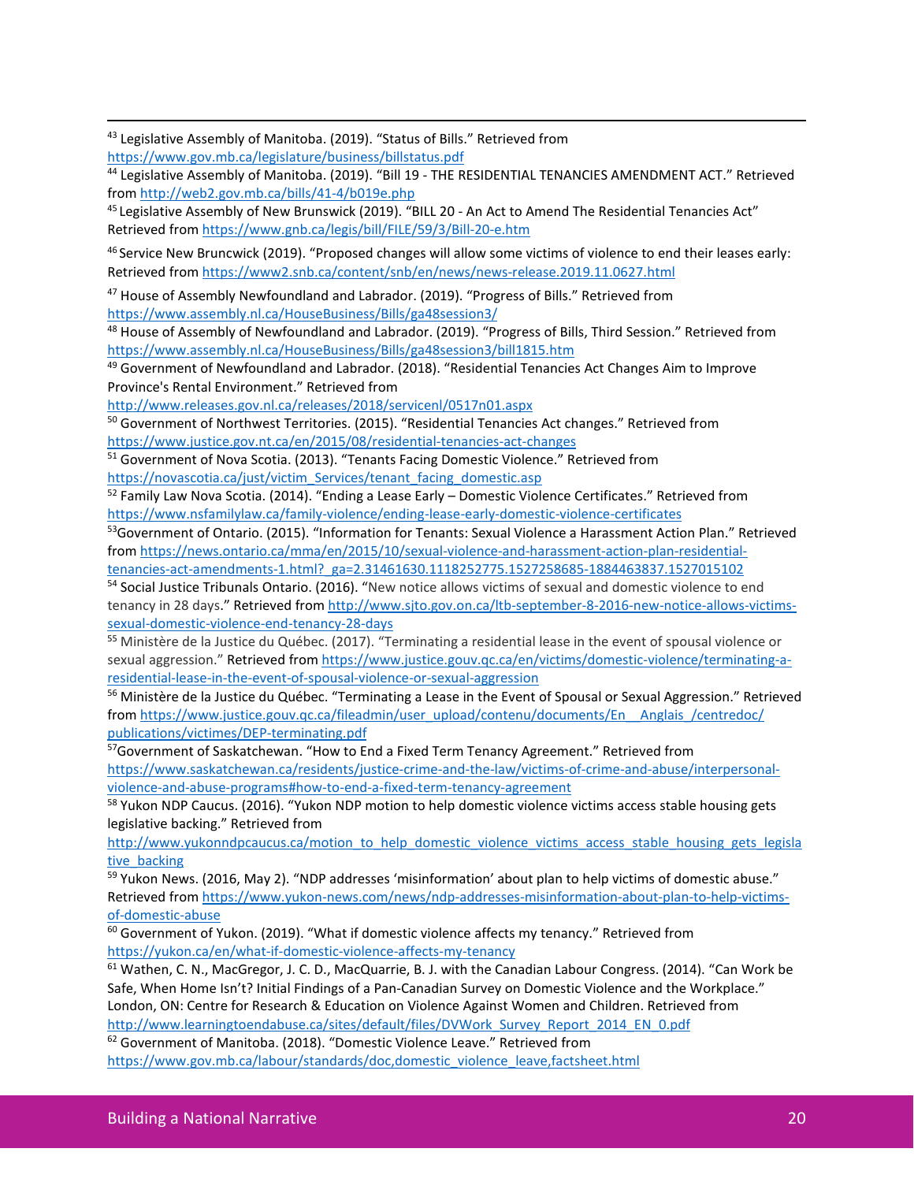[43] Legislative Assembly of Manitoba. (2019). "Status of Bills." Retrieved from https://www.gov.mb.ca/legislature/business/billstatus.pdf

[44] Legislative Assembly of Manitoba. (2019). "Bill 19 - THE RESIDENTIAL TENANCIES AMENDMENT ACT." Retrieved from http://web2.gov.mb.ca/bills/41-4/b019e.php

[45] Legislative Assembly of New Brunswick (2019). "BILL 20 - An Act to Amend The Residential Tenancies Act" Retrieved from https://www.gnb.ca/legis/bill/FILE/59/3/Bill-20-e.htm

[46] Service New Bruncwick (2019). "Proposed changes will allow some victims of violence to end their leases early: Retrieved from https://www2.snb.ca/content/snb/en/news/news-release.2019.11.0627.html

[47] House of Assembly Newfoundland and Labrador. (2019). "Progress of Bills." Retrieved from https://www.assembly.nl.ca/HouseBusiness/Bills/ga48session3/

[48] House of Assembly of Newfoundland and Labrador. (2019). "Progress of Bills, Third Session." Retrieved from https://www.assembly.nl.ca/HouseBusiness/Bills/ga48session3/bill1815.htm

[49] Government of Newfoundland and Labrador. (2018). "Residential Tenancies Act Changes Aim to Improve Province's Rental Environment." Retrieved from http://www.releases.gov.nl.ca/releases/2018/servicenl/0517n01.aspx

[50] Government of Northwest Territories. (2015). "Residential Tenancies Act changes." Retrieved from https://www.justice.gov.nt.ca/en/2015/08/residential-tenancies-act-changes

[51] Government of Nova Scotia. (2013). "Tenants Facing Domestic Violence." Retrieved from https://novascotia.ca/just/victim_Services/tenant_facing_domestic.asp

[52] Family Law Nova Scotia. (2014). "Ending a Lease Early – Domestic Violence Certificates." Retrieved from https://www.nsfamilylaw.ca/family-violence/ending-lease-early-domestic-violence-certificates

[53] Government of Ontario. (2015). "Information for Tenants: Sexual Violence a Harassment Action Plan." Retrieved from https://news.ontario.ca/mma/en/2015/10/sexual-violence-and-harassment-action-plan-residential-tenancies-act-amendments-1.html?_ga=2.31461630.1118252775.1527258685-1884463837.1527015102

[54] Social Justice Tribunals Ontario. (2016). "New notice allows victims of sexual and domestic violence to end tenancy in 28 days." Retrieved from http://www.sjto.gov.on.ca/ltb-september-8-2016-new-notice-allows-victims-sexual-domestic-violence-end-tenancy-28-days

[55] Ministère de la Justice du Québec. (2017). "Terminating a residential lease in the event of spousal violence or sexual aggression." Retrieved from https://www.justice.gouv.qc.ca/en/victims/domestic-violence/terminating-a-residential-lease-in-the-event-of-spousal-violence-or-sexual-aggression

[56] Ministère de la Justice du Québec. "Terminating a Lease in the Event of Spousal or Sexual Aggression." Retrieved from https://www.justice.gouv.qc.ca/fileadmin/user_upload/contenu/documents/En__Anglais_/centredoc/publications/victimes/DEP-terminating.pdf

[57] Government of Saskatchewan. "How to End a Fixed Term Tenancy Agreement." Retrieved from https://www.saskatchewan.ca/residents/justice-crime-and-the-law/victims-of-crime-and-abuse/interpersonal-violence-and-abuse-programs#how-to-end-a-fixed-term-tenancy-agreement

[58] Yukon NDP Caucus. (2016). "Yukon NDP motion to help domestic violence victims access stable housing gets legislative backing." Retrieved from http://www.yukonndpcaucus.ca/motion_to_help_domestic_violence_victims_access_stable_housing_gets_legislative_backing

[59] Yukon News. (2016, May 2). "NDP addresses 'misinformation' about plan to help victims of domestic abuse." Retrieved from https://www.yukon-news.com/news/ndp-addresses-misinformation-about-plan-to-help-victims-of-domestic-abuse

[60] Government of Yukon. (2019). "What if domestic violence affects my tenancy." Retrieved from https://yukon.ca/en/what-if-domestic-violence-affects-my-tenancy

[61] Wathen, C. N., MacGregor, J. C. D., MacQuarrie, B. J. with the Canadian Labour Congress. (2014). "Can Work be Safe, When Home Isn't? Initial Findings of a Pan-Canadian Survey on Domestic Violence and the Workplace." London, ON: Centre for Research & Education on Violence Against Women and Children. Retrieved from http://www.learningtoendabuse.ca/sites/default/files/DVWork_Survey_Report_2014_EN_0.pdf

[62] Government of Manitoba. (2018). "Domestic Violence Leave." Retrieved from https://www.gov.mb.ca/labour/standards/doc,domestic_violence_leave,factsheet.html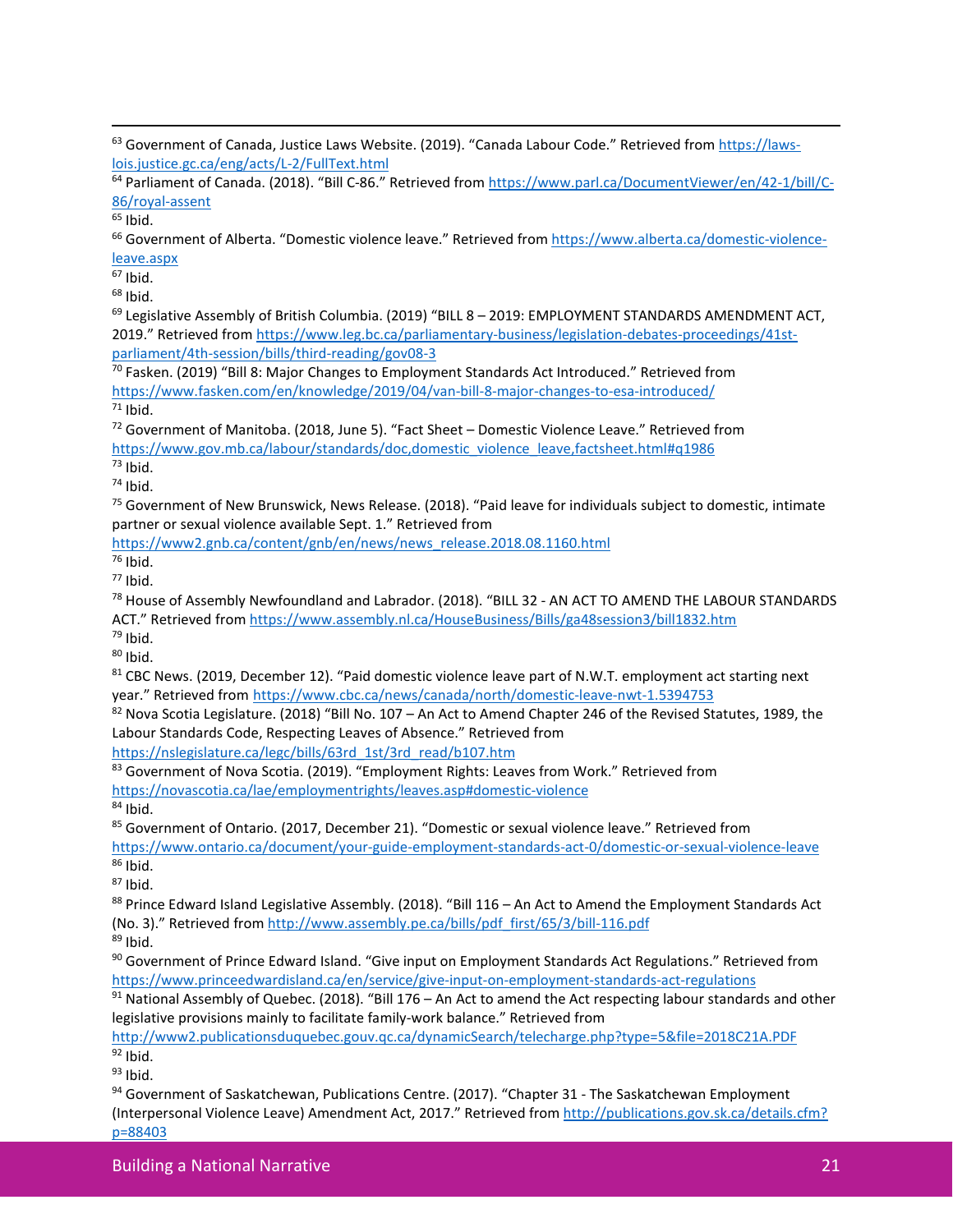[63] Government of Canada, Justice Laws Website. (2019). "Canada Labour Code." Retrieved from https://laws-lois.justice.gc.ca/eng/acts/L-2/FullText.html

[64] Parliament of Canada. (2018). "Bill C-86." Retrieved from https://www.parl.ca/DocumentViewer/en/42-1/bill/C-86/royal-assent

[65] Ibid.

[66] Government of Alberta. "Domestic violence leave." Retrieved from https://www.alberta.ca/domestic-violence-leave.aspx

[67] Ibid.

[68] Ibid.

[69] Legislative Assembly of British Columbia. (2019) "BILL 8 – 2019: EMPLOYMENT STANDARDS AMENDMENT ACT, 2019." Retrieved from https://www.leg.bc.ca/parliamentary-business/legislation-debates-proceedings/41st-parliament/4th-session/bills/third-reading/gov08-3

[70] Fasken. (2019) "Bill 8: Major Changes to Employment Standards Act Introduced." Retrieved from https://www.fasken.com/en/knowledge/2019/04/van-bill-8-major-changes-to-esa-introduced/

[71] Ibid.

[72] Government of Manitoba. (2018, June 5). "Fact Sheet – Domestic Violence Leave." Retrieved from https://www.gov.mb.ca/labour/standards/doc,domestic_violence_leave,factsheet.html#q1986

[73] Ibid.

[74] Ibid.

[75] Government of New Brunswick, News Release. (2018). "Paid leave for individuals subject to domestic, intimate partner or sexual violence available Sept. 1." Retrieved from https://www2.gnb.ca/content/gnb/en/news/news_release.2018.08.1160.html

[76] Ibid.

[77] Ibid.

[78] House of Assembly Newfoundland and Labrador. (2018). "BILL 32 - AN ACT TO AMEND THE LABOUR STANDARDS ACT." Retrieved from https://www.assembly.nl.ca/HouseBusiness/Bills/ga48session3/bill1832.htm

[79] Ibid.

[80] Ibid.

[81] CBC News. (2019, December 12). "Paid domestic violence leave part of N.W.T. employment act starting next year." Retrieved from https://www.cbc.ca/news/canada/north/domestic-leave-nwt-1.5394753

[82] Nova Scotia Legislature. (2018) "Bill No. 107 – An Act to Amend Chapter 246 of the Revised Statutes, 1989, the Labour Standards Code, Respecting Leaves of Absence." Retrieved from https://nslegislature.ca/legc/bills/63rd_1st/3rd_read/b107.htm

[83] Government of Nova Scotia. (2019). "Employment Rights: Leaves from Work." Retrieved from https://novascotia.ca/lae/employmentrights/leaves.asp#domestic-violence

[84] Ibid.

[85] Government of Ontario. (2017, December 21). "Domestic or sexual violence leave." Retrieved from https://www.ontario.ca/document/your-guide-employment-standards-act-0/domestic-or-sexual-violence-leave

[86] Ibid.

[87] Ibid.

[88] Prince Edward Island Legislative Assembly. (2018). "Bill 116 – An Act to Amend the Employment Standards Act (No. 3)." Retrieved from http://www.assembly.pe.ca/bills/pdf_first/65/3/bill-116.pdf

[89] Ibid.

[90] Government of Prince Edward Island. "Give input on Employment Standards Act Regulations." Retrieved from https://www.princeedwardisland.ca/en/service/give-input-on-employment-standards-act-regulations

[91] National Assembly of Quebec. (2018). "Bill 176 – An Act to amend the Act respecting labour standards and other legislative provisions mainly to facilitate family-work balance." Retrieved from http://www2.publicationsduquebec.gouv.qc.ca/dynamicSearch/telecharge.php?type=5&file=2018C21A.PDF

[92] Ibid.

[93] Ibid.

[94] Government of Saskatchewan, Publications Centre. (2017). "Chapter 31 - The Saskatchewan Employment (Interpersonal Violence Leave) Amendment Act, 2017." Retrieved from http://publications.gov.sk.ca/details.cfm?p=88403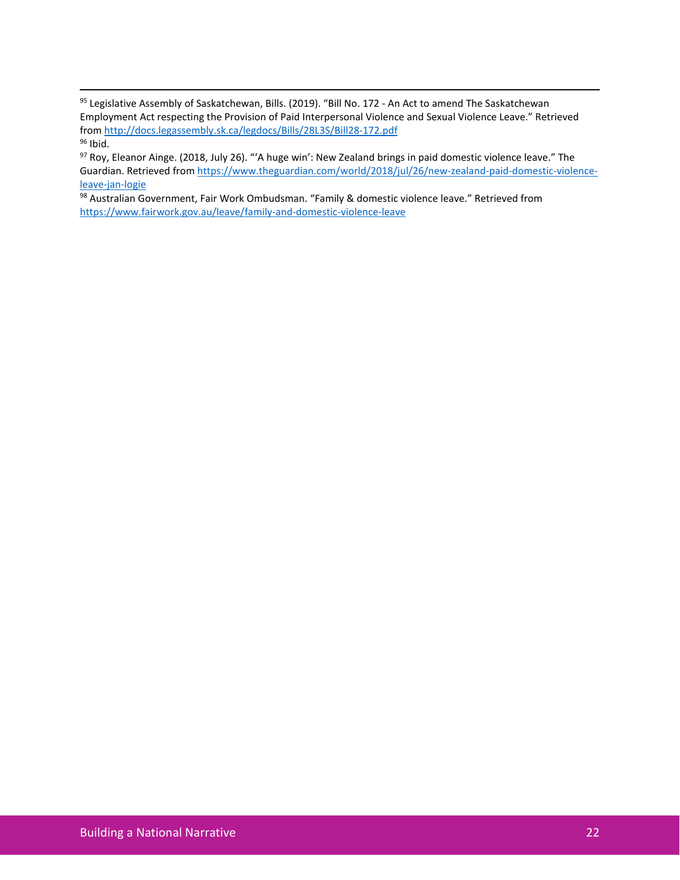[95] Legislative Assembly of Saskatchewan, Bills. (2019). "Bill No. 172 - An Act to amend The Saskatchewan Employment Act respecting the Provision of Paid Interpersonal Violence and Sexual Violence Leave." Retrieved from http://docs.legassembly.sk.ca/legdocs/Bills/28L3S/Bill28-172.pdf

[96] Ibid.

[97] Roy, Eleanor Ainge. (2018, July 26). "'A huge win': New Zealand brings in paid domestic violence leave." The Guardian. Retrieved from https://www.theguardian.com/world/2018/jul/26/new-zealand-paid-domestic-violence-leave-jan-logie

[98] Australian Government, Fair Work Ombudsman. "Family & domestic violence leave." Retrieved from https://www.fairwork.gov.au/leave/family-and-domestic-violence-leave